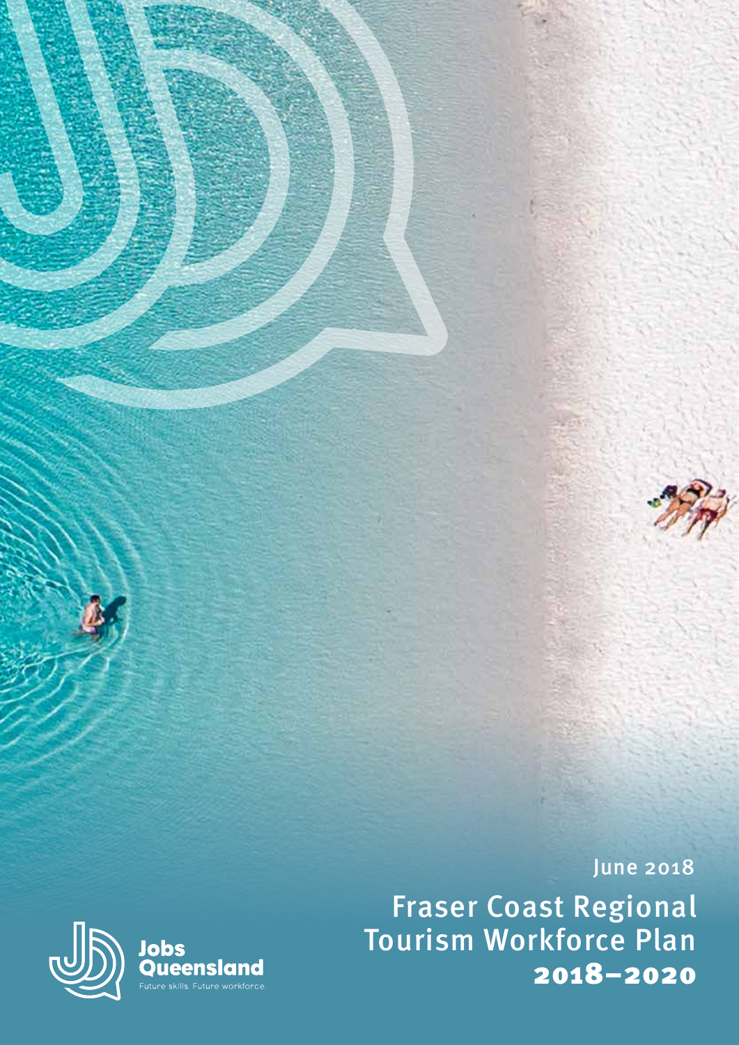June 2018

# Fraser Coast Regional Tourism Workforce Plan 2018–2020

Jobs Queensland

Future skills. Future workforce.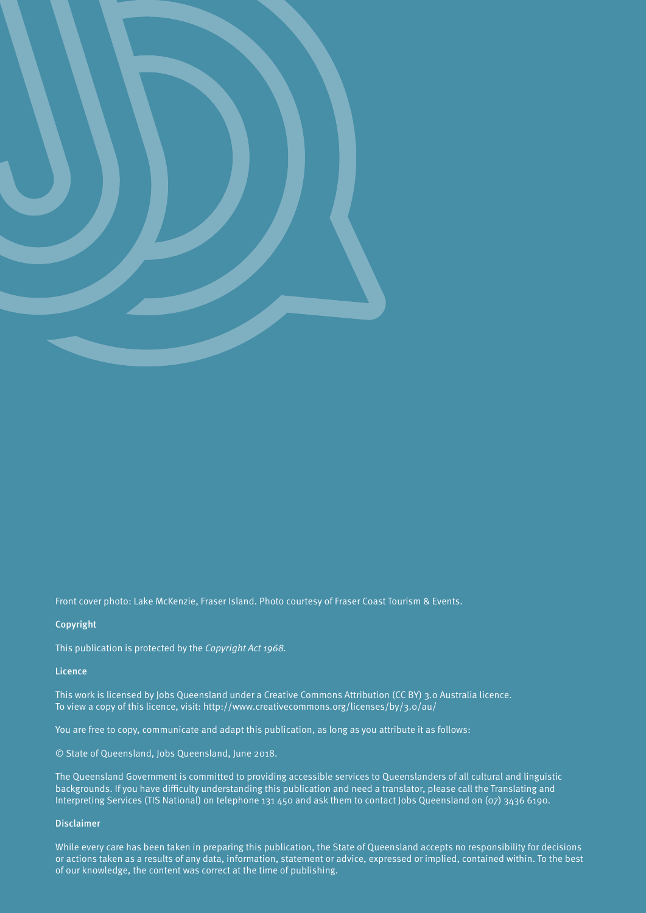Front cover photo: Lake McKenzie, Fraser Island. Photo courtesy of Fraser Coast Tourism & Events.

**Copyright**

This publication is protected by the *Copyright Act 1968*.

**Licence**

This work is licensed by Jobs Queensland under a Creative Commons Attribution (CC BY) 3.0 Australia licence.
To view a copy of this licence, visit: http://www.creativecommons.org/licenses/by/3.0/au/

You are free to copy, communicate and adapt this publication, as long as you attribute it as follows:

© State of Queensland, Jobs Queensland, June 2018.

The Queensland Government is committed to providing accessible services to Queenslanders of all cultural and linguistic backgrounds. If you have difficulty understanding this publication and need a translator, please call the Translating and Interpreting Services (TIS National) on telephone 131 450 and ask them to contact Jobs Queensland on (07) 3436 6190.

**Disclaimer**

While every care has been taken in preparing this publication, the State of Queensland accepts no responsibility for decisions or actions taken as a results of any data, information, statement or advice, expressed or implied, contained within. To the best of our knowledge, the content was correct at the time of publishing.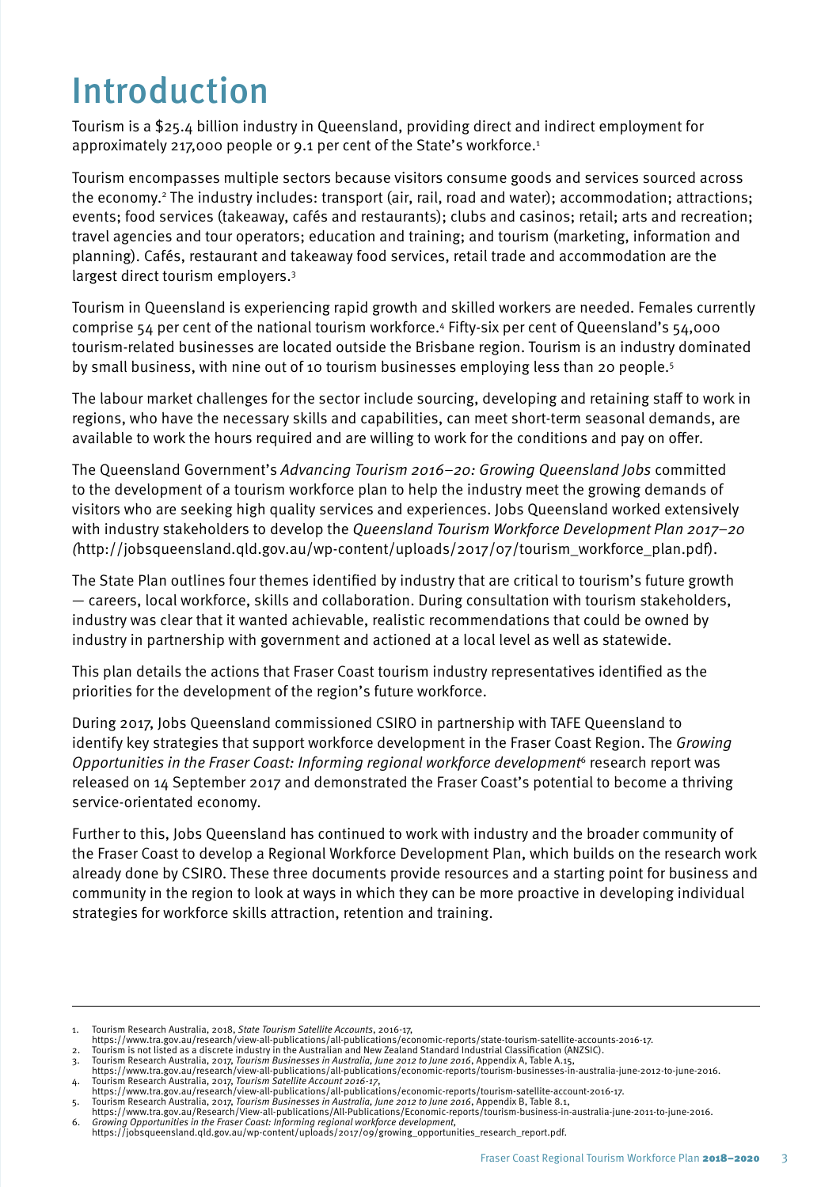# Introduction

Tourism is a $25.4 billion industry in Queensland, providing direct and indirect employment for approximately 217,000 people or 9.1 per cent of the State's workforce.[1]

Tourism encompasses multiple sectors because visitors consume goods and services sourced across the economy.[2] The industry includes: transport (air, rail, road and water); accommodation; attractions; events; food services (takeaway, cafés and restaurants); clubs and casinos; retail; arts and recreation; travel agencies and tour operators; education and training; and tourism (marketing, information and planning). Cafés, restaurant and takeaway food services, retail trade and accommodation are the largest direct tourism employers.[3]

Tourism in Queensland is experiencing rapid growth and skilled workers are needed. Females currently comprise 54 per cent of the national tourism workforce.[4] Fifty-six per cent of Queensland's 54,000 tourism-related businesses are located outside the Brisbane region. Tourism is an industry dominated by small business, with nine out of 10 tourism businesses employing less than 20 people.[5]

The labour market challenges for the sector include sourcing, developing and retaining staff to work in regions, who have the necessary skills and capabilities, can meet short-term seasonal demands, are available to work the hours required and are willing to work for the conditions and pay on offer.

The Queensland Government's *Advancing Tourism 2016–20: Growing Queensland Jobs* committed to the development of a tourism workforce plan to help the industry meet the growing demands of visitors who are seeking high quality services and experiences. Jobs Queensland worked extensively with industry stakeholders to develop the *Queensland Tourism Workforce Development Plan 2017–20 (*http://jobsqueensland.qld.gov.au/wp-content/uploads/2017/07/tourism_workforce_plan.pdf).

The State Plan outlines four themes identified by industry that are critical to tourism's future growth — careers, local workforce, skills and collaboration. During consultation with tourism stakeholders, industry was clear that it wanted achievable, realistic recommendations that could be owned by industry in partnership with government and actioned at a local level as well as statewide.

This plan details the actions that Fraser Coast tourism industry representatives identified as the priorities for the development of the region's future workforce.

During 2017, Jobs Queensland commissioned CSIRO in partnership with TAFE Queensland to identify key strategies that support workforce development in the Fraser Coast Region. The *Growing Opportunities in the Fraser Coast: Informing regional workforce development*[6] research report was released on 14 September 2017 and demonstrated the Fraser Coast's potential to become a thriving service-orientated economy.

Further to this, Jobs Queensland has continued to work with industry and the broader community of the Fraser Coast to develop a Regional Workforce Development Plan, which builds on the research work already done by CSIRO. These three documents provide resources and a starting point for business and community in the region to look at ways in which they can be more proactive in developing individual strategies for workforce skills attraction, retention and training.

---

1. Tourism Research Australia, 2018, *State Tourism Satellite Accounts*, 2016-17, https://www.tra.gov.au/research/view-all-publications/all-publications/economic-reports/state-tourism-satellite-accounts-2016-17.
2. Tourism is not listed as a discrete industry in the Australian and New Zealand Standard Industrial Classification (ANZSIC).
3. Tourism Research Australia, 2017, *Tourism Businesses in Australia, June 2012 to June 2016*, Appendix A, Table A.15, https://www.tra.gov.au/research/view-all-publications/all-publications/economic-reports/tourism-businesses-in-australia-june-2012-to-june-2016.
4. Tourism Research Australia, 2017, *Tourism Satellite Account 2016-17*, https://www.tra.gov.au/research/view-all-publications/all-publications/economic-reports/tourism-satellite-account-2016-17.
5. Tourism Research Australia, 2017, *Tourism Businesses in Australia, June 2012 to June 2016*, Appendix B, Table 8.1, https://www.tra.gov.au/Research/View-all-publications/All-Publications/Economic-reports/tourism-business-in-australia-june-2011-to-june-2016.
6. *Growing Opportunities in the Fraser Coast: Informing regional workforce development*, https://jobsqueensland.qld.gov.au/wp-content/uploads/2017/09/growing_opportunities_research_report.pdf.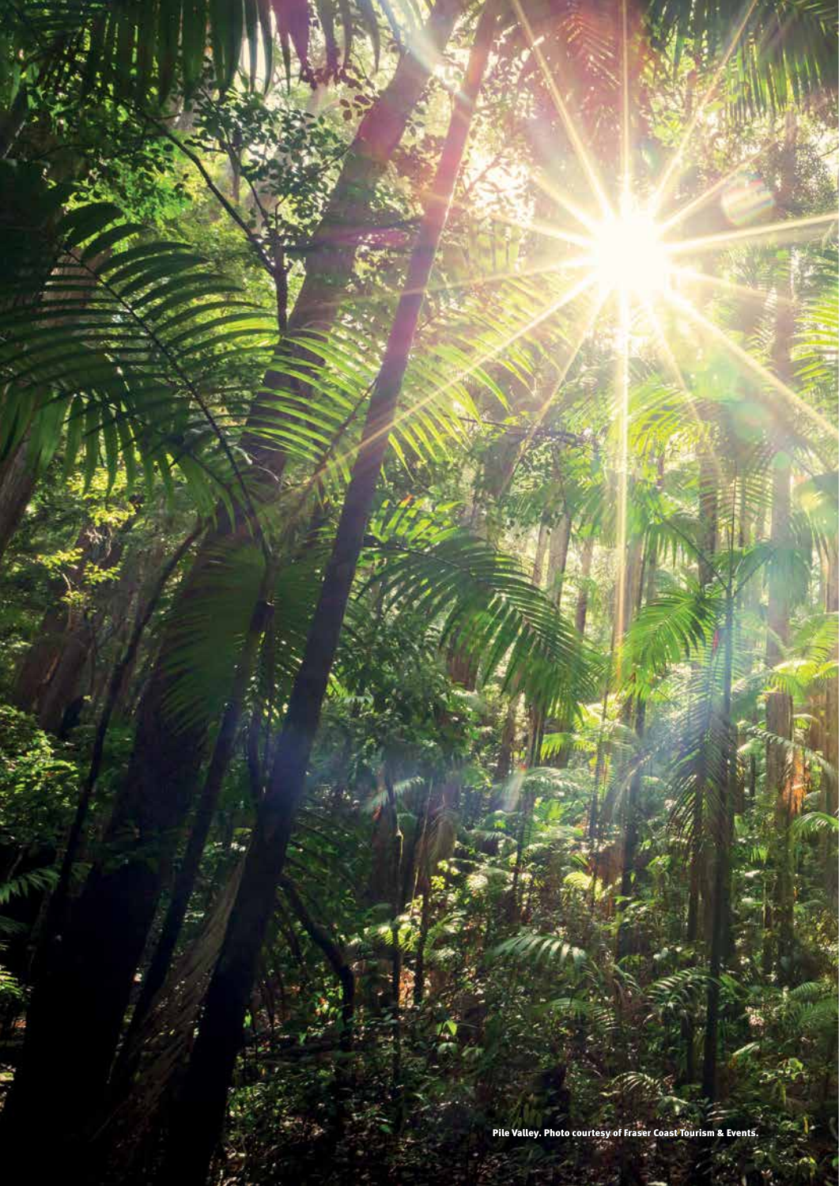Pile Valley. Photo courtesy of Fraser Coast Tourism & Events.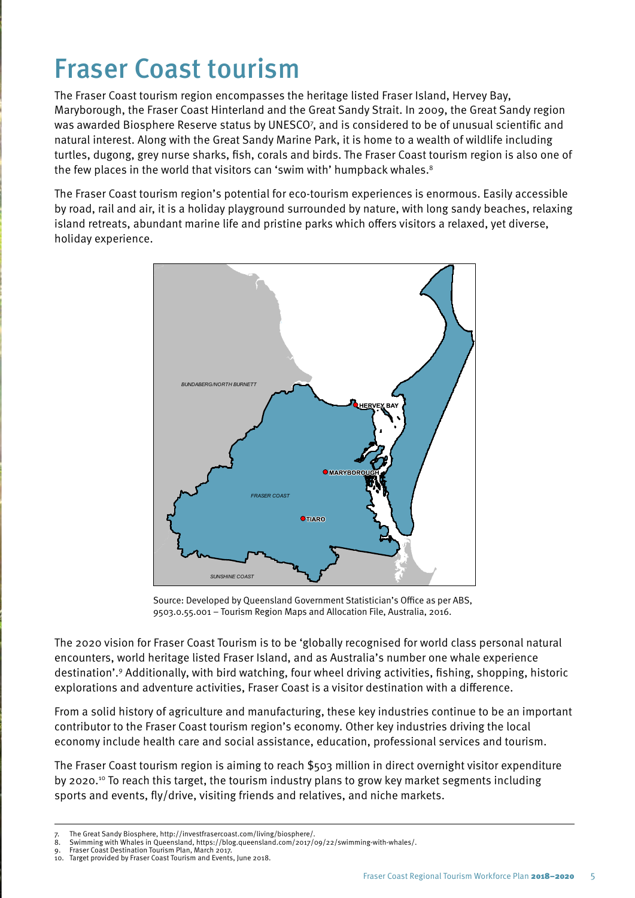# Fraser Coast tourism

The Fraser Coast tourism region encompasses the heritage listed Fraser Island, Hervey Bay, Maryborough, the Fraser Coast Hinterland and the Great Sandy Strait. In 2009, the Great Sandy region was awarded Biosphere Reserve status by UNESCO[7], and is considered to be of unusual scientific and natural interest. Along with the Great Sandy Marine Park, it is home to a wealth of wildlife including turtles, dugong, grey nurse sharks, fish, corals and birds. The Fraser Coast tourism region is also one of the few places in the world that visitors can 'swim with' humpback whales.[8]

The Fraser Coast tourism region's potential for eco-tourism experiences is enormous. Easily accessible by road, rail and air, it is a holiday playground surrounded by nature, with long sandy beaches, relaxing island retreats, abundant marine life and pristine parks which offers visitors a relaxed, yet diverse, holiday experience.

Source: Developed by Queensland Government Statistician's Office as per ABS, 9503.0.55.001 – Tourism Region Maps and Allocation File, Australia, 2016.

The 2020 vision for Fraser Coast Tourism is to be 'globally recognised for world class personal natural encounters, world heritage listed Fraser Island, and as Australia's number one whale experience destination'.[9] Additionally, with bird watching, four wheel driving activities, fishing, shopping, historic explorations and adventure activities, Fraser Coast is a visitor destination with a difference.

From a solid history of agriculture and manufacturing, these key industries continue to be an important contributor to the Fraser Coast tourism region's economy. Other key industries driving the local economy include health care and social assistance, education, professional services and tourism.

The Fraser Coast tourism region is aiming to reach $503 million in direct overnight visitor expenditure by 2020.[10] To reach this target, the tourism industry plans to grow key market segments including sports and events, fly/drive, visiting friends and relatives, and niche markets.

---

7. The Great Sandy Biosphere, http://investfrasercoast.com/living/biosphere/.
8. Swimming with Whales in Queensland, https://blog.queensland.com/2017/09/22/swimming-with-whales/.
9. Fraser Coast Destination Tourism Plan, March 2017.
10. Target provided by Fraser Coast Tourism and Events, June 2018.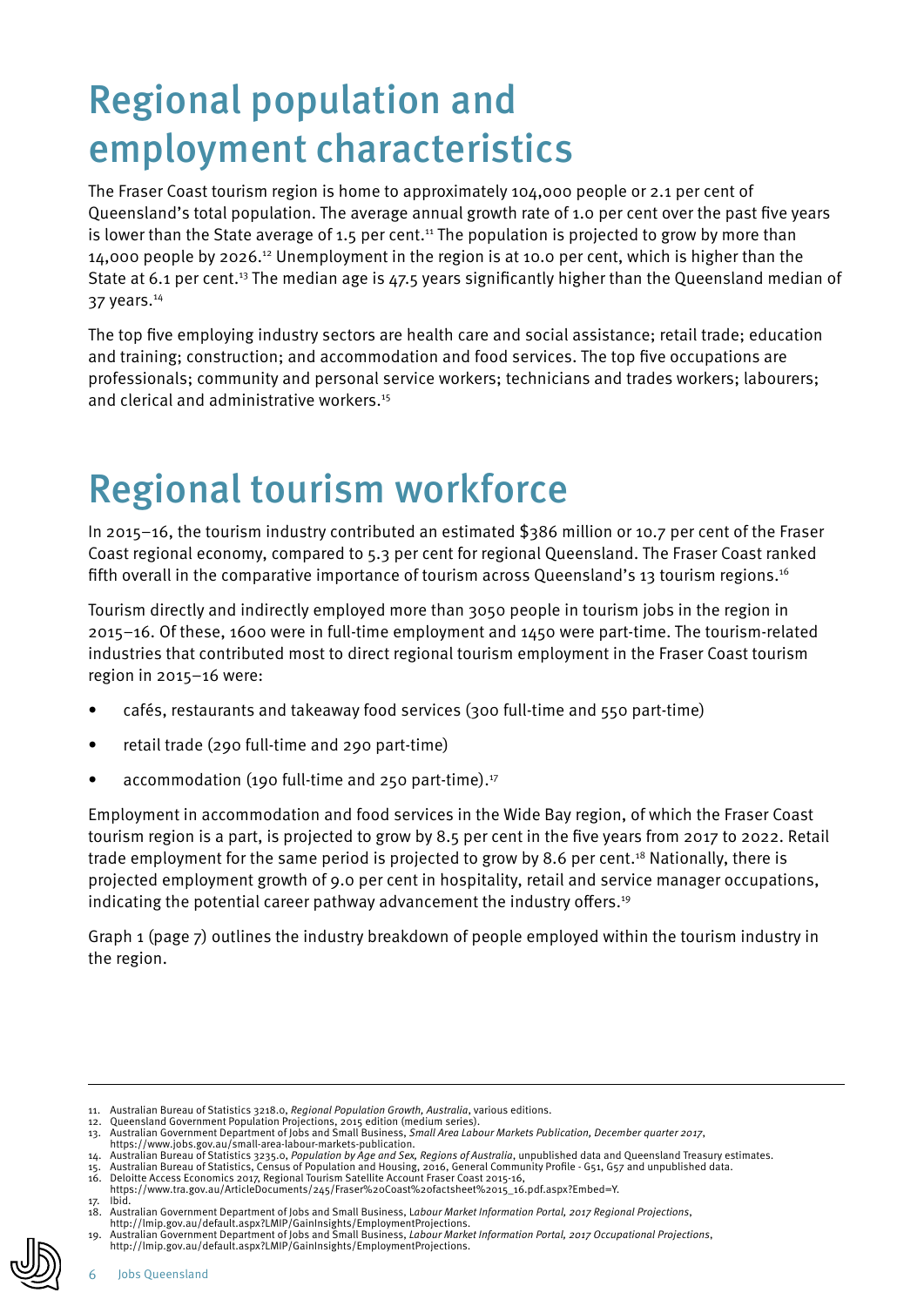# Regional population and employment characteristics

The Fraser Coast tourism region is home to approximately 104,000 people or 2.1 per cent of Queensland's total population. The average annual growth rate of 1.0 per cent over the past five years is lower than the State average of 1.5 per cent.[11] The population is projected to grow by more than 14,000 people by 2026.[12] Unemployment in the region is at 10.0 per cent, which is higher than the State at 6.1 per cent.[13] The median age is 47.5 years significantly higher than the Queensland median of 37 years.[14]

The top five employing industry sectors are health care and social assistance; retail trade; education and training; construction; and accommodation and food services. The top five occupations are professionals; community and personal service workers; technicians and trades workers; labourers; and clerical and administrative workers.[15]

# Regional tourism workforce

In 2015–16, the tourism industry contributed an estimated $386 million or 10.7 per cent of the Fraser Coast regional economy, compared to 5.3 per cent for regional Queensland. The Fraser Coast ranked fifth overall in the comparative importance of tourism across Queensland's 13 tourism regions.[16]

Tourism directly and indirectly employed more than 3050 people in tourism jobs in the region in 2015–16. Of these, 1600 were in full-time employment and 1450 were part-time. The tourism-related industries that contributed most to direct regional tourism employment in the Fraser Coast tourism region in 2015–16 were:

- cafés, restaurants and takeaway food services (300 full-time and 550 part-time)
- retail trade (290 full-time and 290 part-time)
- accommodation (190 full-time and 250 part-time).[17]

Employment in accommodation and food services in the Wide Bay region, of which the Fraser Coast tourism region is a part, is projected to grow by 8.5 per cent in the five years from 2017 to 2022. Retail trade employment for the same period is projected to grow by 8.6 per cent.[18] Nationally, there is projected employment growth of 9.0 per cent in hospitality, retail and service manager occupations, indicating the potential career pathway advancement the industry offers.[19]

Graph 1 (page 7) outlines the industry breakdown of people employed within the tourism industry in the region.

---

11. Australian Bureau of Statistics 3218.0, *Regional Population Growth, Australia*, various editions.
12. Queensland Government Population Projections, 2015 edition (medium series).
13. Australian Government Department of Jobs and Small Business, *Small Area Labour Markets Publication, December quarter 2017*, https://www.jobs.gov.au/small-area-labour-markets-publication.
14. Australian Bureau of Statistics 3235.0, *Population by Age and Sex, Regions of Australia*, unpublished data and Queensland Treasury estimates.
15. Australian Bureau of Statistics, Census of Population and Housing, 2016, General Community Profile - G51, G57 and unpublished data.
16. Deloitte Access Economics 2017, Regional Tourism Satellite Account Fraser Coast 2015-16, https://www.tra.gov.au/ArticleDocuments/245/Fraser%20Coast%20factsheet%2015_16.pdf.aspx?Embed=Y.
17. Ibid.
18. Australian Government Department of Jobs and Small Business, *Labour Market Information Portal, 2017 Regional Projections*, http://lmip.gov.au/default.aspx?LMIP/GainInsights/EmploymentProjections.
19. Australian Government Department of Jobs and Small Business, *Labour Market Information Portal, 2017 Occupational Projections*, http://lmip.gov.au/default.aspx?LMIP/GainInsights/EmploymentProjections.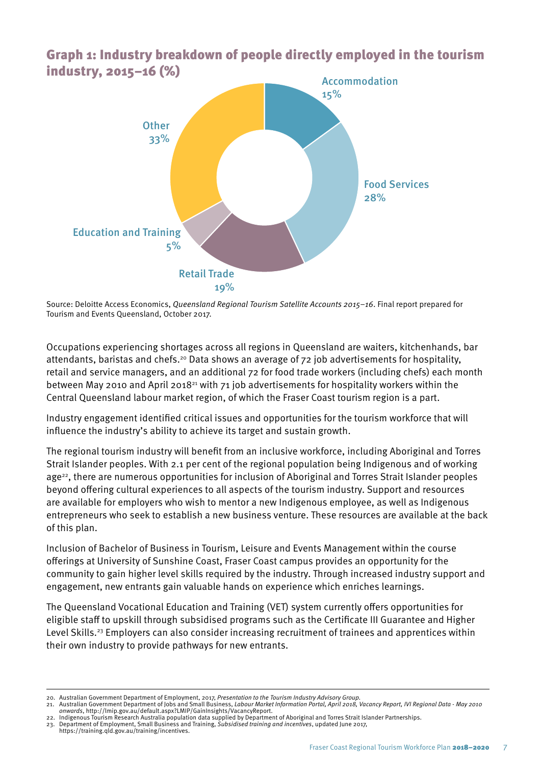## Graph 1: Industry breakdown of people directly employed in the tourism industry, 2015–16 (%)

| Industry | % |
|---|---|
| Accommodation | 15% |
| Food Services | 28% |
| Retail Trade | 19% |
| Education and Training | 5% |
| Other | 33% |

Source: Deloitte Access Economics, *Queensland Regional Tourism Satellite Accounts 2015–16*. Final report prepared for Tourism and Events Queensland, October 2017.

Occupations experiencing shortages across all regions in Queensland are waiters, kitchenhands, bar attendants, baristas and chefs.[20] Data shows an average of 72 job advertisements for hospitality, retail and service managers, and an additional 72 for food trade workers (including chefs) each month between May 2010 and April 2018[21] with 71 job advertisements for hospitality workers within the Central Queensland labour market region, of which the Fraser Coast tourism region is a part.

Industry engagement identified critical issues and opportunities for the tourism workforce that will influence the industry's ability to achieve its target and sustain growth.

The regional tourism industry will benefit from an inclusive workforce, including Aboriginal and Torres Strait Islander peoples. With 2.1 per cent of the regional population being Indigenous and of working age[22], there are numerous opportunities for inclusion of Aboriginal and Torres Strait Islander peoples beyond offering cultural experiences to all aspects of the tourism industry. Support and resources are available for employers who wish to mentor a new Indigenous employee, as well as Indigenous entrepreneurs who seek to establish a new business venture. These resources are available at the back of this plan.

Inclusion of Bachelor of Business in Tourism, Leisure and Events Management within the course offerings at University of Sunshine Coast, Fraser Coast campus provides an opportunity for the community to gain higher level skills required by the industry. Through increased industry support and engagement, new entrants gain valuable hands on experience which enriches learnings.

The Queensland Vocational Education and Training (VET) system currently offers opportunities for eligible staff to upskill through subsidised programs such as the Certificate III Guarantee and Higher Level Skills.[23] Employers can also consider increasing recruitment of trainees and apprentices within their own industry to provide pathways for new entrants.

---

20. Australian Government Department of Employment, 2017, *Presentation to the Tourism Industry Advisory Group.*
21. Australian Government Department of Jobs and Small Business, *Labour Market Information Portal, April 2018, Vacancy Report, IVI Regional Data - May 2010 onwards*, http://lmip.gov.au/default.aspx?LMIP/GainInsights/VacancyReport.
22. Indigenous Tourism Research Australia population data supplied by Department of Aboriginal and Torres Strait Islander Partnerships.
23. Department of Employment, Small Business and Training, *Subsidised training and incentives*, updated June 2017, https://training.qld.gov.au/training/incentives.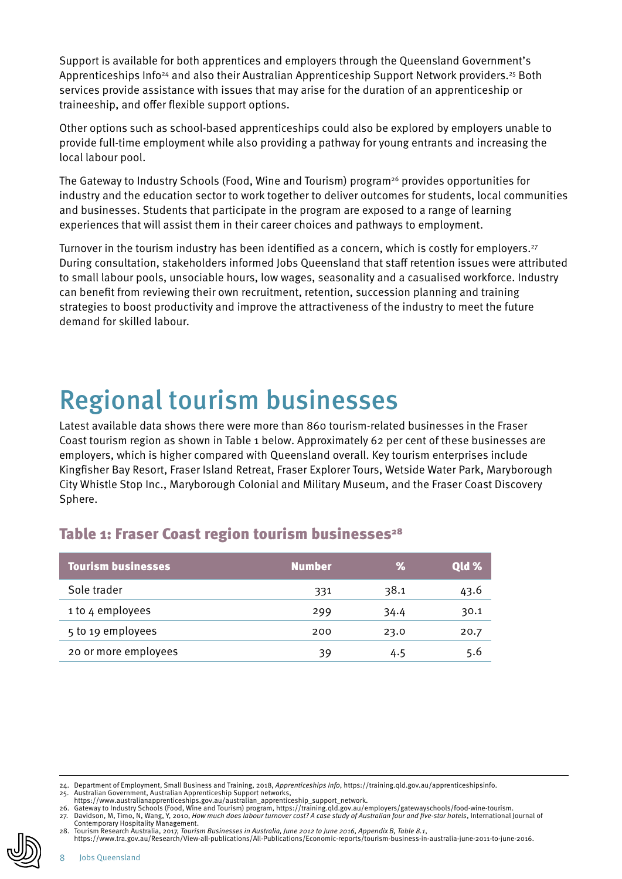Support is available for both apprentices and employers through the Queensland Government's Apprenticeships Info[24] and also their Australian Apprenticeship Support Network providers.[25] Both services provide assistance with issues that may arise for the duration of an apprenticeship or traineeship, and offer flexible support options.

Other options such as school-based apprenticeships could also be explored by employers unable to provide full-time employment while also providing a pathway for young entrants and increasing the local labour pool.

The Gateway to Industry Schools (Food, Wine and Tourism) program[26] provides opportunities for industry and the education sector to work together to deliver outcomes for students, local communities and businesses. Students that participate in the program are exposed to a range of learning experiences that will assist them in their career choices and pathways to employment.

Turnover in the tourism industry has been identified as a concern, which is costly for employers.[27] During consultation, stakeholders informed Jobs Queensland that staff retention issues were attributed to small labour pools, unsociable hours, low wages, seasonality and a casualised workforce. Industry can benefit from reviewing their own recruitment, retention, succession planning and training strategies to boost productivity and improve the attractiveness of the industry to meet the future demand for skilled labour.

# Regional tourism businesses

Latest available data shows there were more than 860 tourism-related businesses in the Fraser Coast tourism region as shown in Table 1 below. Approximately 62 per cent of these businesses are employers, which is higher compared with Queensland overall. Key tourism enterprises include Kingfisher Bay Resort, Fraser Island Retreat, Fraser Explorer Tours, Wetside Water Park, Maryborough City Whistle Stop Inc., Maryborough Colonial and Military Museum, and the Fraser Coast Discovery Sphere.

## Table 1: Fraser Coast region tourism businesses[28]

| Tourism businesses | Number | % | Qld % |
|---|---|---|---|
| Sole trader | 331 | 38.1 | 43.6 |
| 1 to 4 employees | 299 | 34.4 | 30.1 |
| 5 to 19 employees | 200 | 23.0 | 20.7 |
| 20 or more employees | 39 | 4.5 | 5.6 |

24. Department of Employment, Small Business and Training, 2018, *Apprenticeships Info*, https://training.qld.gov.au/apprenticeshipsinfo.
25. Australian Government, Australian Apprenticeship Support networks, https://www.australianapprenticeships.gov.au/australian_apprenticeship_support_network.
26. Gateway to Industry Schools (Food, Wine and Tourism) program, https://training.qld.gov.au/employers/gatewayschools/food-wine-tourism.
27. Davidson, M, Timo, N, Wang, Y, 2010, *How much does labour turnover cost? A case study of Australian four and five-star hotels*, International Journal of Contemporary Hospitality Management.
28. Tourism Research Australia, 2017, *Tourism Businesses in Australia, June 2012 to June 2016, Appendix B, Table 8.1*, https://www.tra.gov.au/Research/View-all-publications/All-Publications/Economic-reports/tourism-business-in-australia-june-2011-to-june-2016.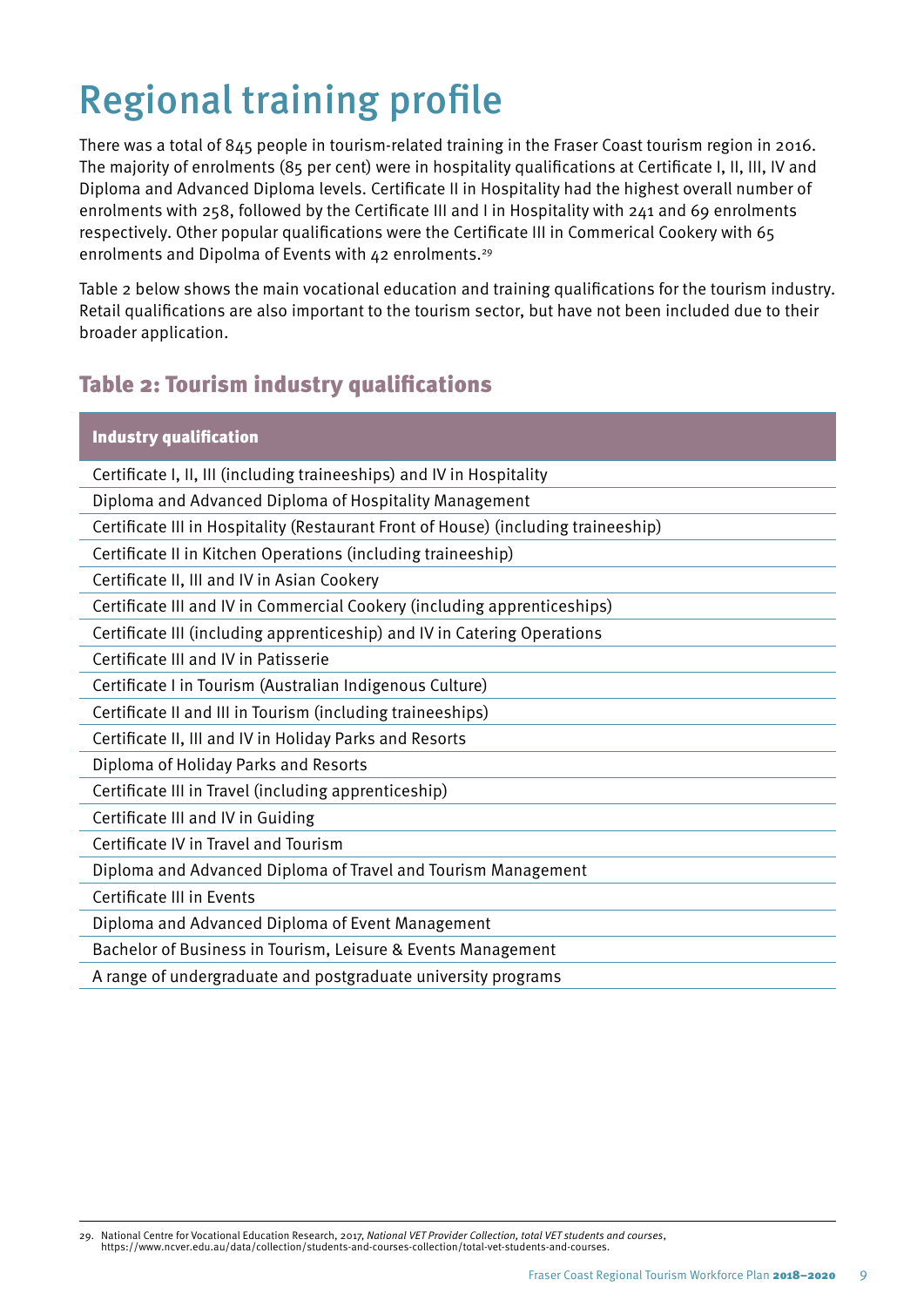# Regional training profile

There was a total of 845 people in tourism-related training in the Fraser Coast tourism region in 2016. The majority of enrolments (85 per cent) were in hospitality qualifications at Certificate I, II, III, IV and Diploma and Advanced Diploma levels. Certificate II in Hospitality had the highest overall number of enrolments with 258, followed by the Certificate III and I in Hospitality with 241 and 69 enrolments respectively. Other popular qualifications were the Certificate III in Commerical Cookery with 65 enrolments and Dipolma of Events with 42 enrolments.[29]

Table 2 below shows the main vocational education and training qualifications for the tourism industry. Retail qualifications are also important to the tourism sector, but have not been included due to their broader application.

## Table 2: Tourism industry qualifications

| Industry qualification |
|---|
| Certificate I, II, III (including traineeships) and IV in Hospitality |
| Diploma and Advanced Diploma of Hospitality Management |
| Certificate III in Hospitality (Restaurant Front of House) (including traineeship) |
| Certificate II in Kitchen Operations (including traineeship) |
| Certificate II, III and IV in Asian Cookery |
| Certificate III and IV in Commercial Cookery (including apprenticeships) |
| Certificate III (including apprenticeship) and IV in Catering Operations |
| Certificate III and IV in Patisserie |
| Certificate I in Tourism (Australian Indigenous Culture) |
| Certificate II and III in Tourism (including traineeships) |
| Certificate II, III and IV in Holiday Parks and Resorts |
| Diploma of Holiday Parks and Resorts |
| Certificate III in Travel (including apprenticeship) |
| Certificate III and IV in Guiding |
| Certificate IV in Travel and Tourism |
| Diploma and Advanced Diploma of Travel and Tourism Management |
| Certificate III in Events |
| Diploma and Advanced Diploma of Event Management |
| Bachelor of Business in Tourism, Leisure & Events Management |
| A range of undergraduate and postgraduate university programs |

29. National Centre for Vocational Education Research, 2017, *National VET Provider Collection, total VET students and courses*, https://www.ncver.edu.au/data/collection/students-and-courses-collection/total-vet-students-and-courses.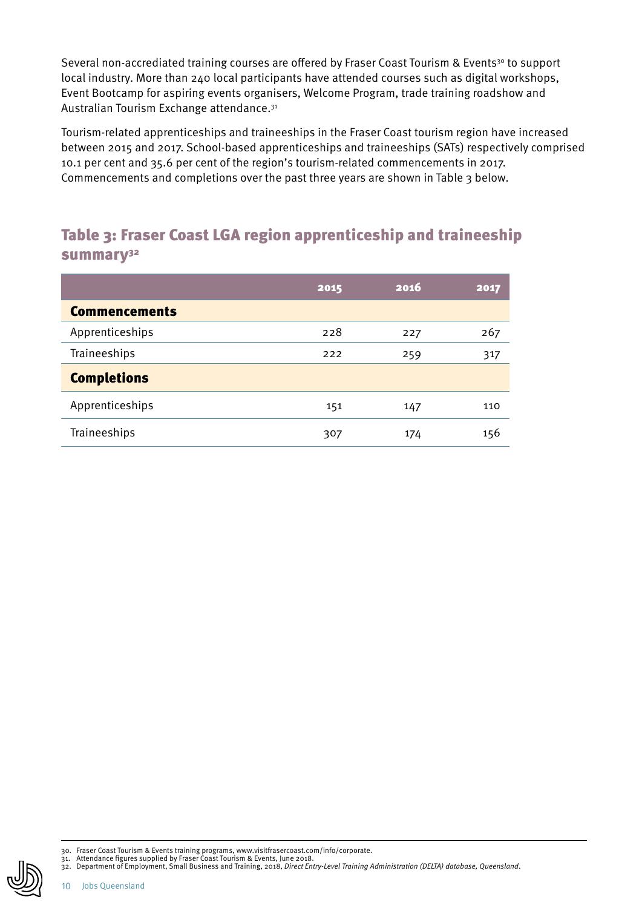Several non-accrediated training courses are offered by Fraser Coast Tourism & Events[30] to support local industry. More than 240 local participants have attended courses such as digital workshops, Event Bootcamp for aspiring events organisers, Welcome Program, trade training roadshow and Australian Tourism Exchange attendance.[31]

Tourism-related apprenticeships and traineeships in the Fraser Coast tourism region have increased between 2015 and 2017. School-based apprenticeships and traineeships (SATs) respectively comprised 10.1 per cent and 35.6 per cent of the region's tourism-related commencements in 2017. Commencements and completions over the past three years are shown in Table 3 below.

## Table 3: Fraser Coast LGA region apprenticeship and traineeship summary[32]

| | 2015 | 2016 | 2017 |
|---|---|---|---|
| **Commencements** | | | |
| Apprenticeships | 228 | 227 | 267 |
| Traineeships | 222 | 259 | 317 |
| **Completions** | | | |
| Apprenticeships | 151 | 147 | 110 |
| Traineeships | 307 | 174 | 156 |

30. Fraser Coast Tourism & Events training programs, www.visitfrasercoast.com/info/corporate.
31. Attendance figures supplied by Fraser Coast Tourism & Events, June 2018.
32. Department of Employment, Small Business and Training, 2018, *Direct Entry-Level Training Administration (DELTA) database, Queensland*.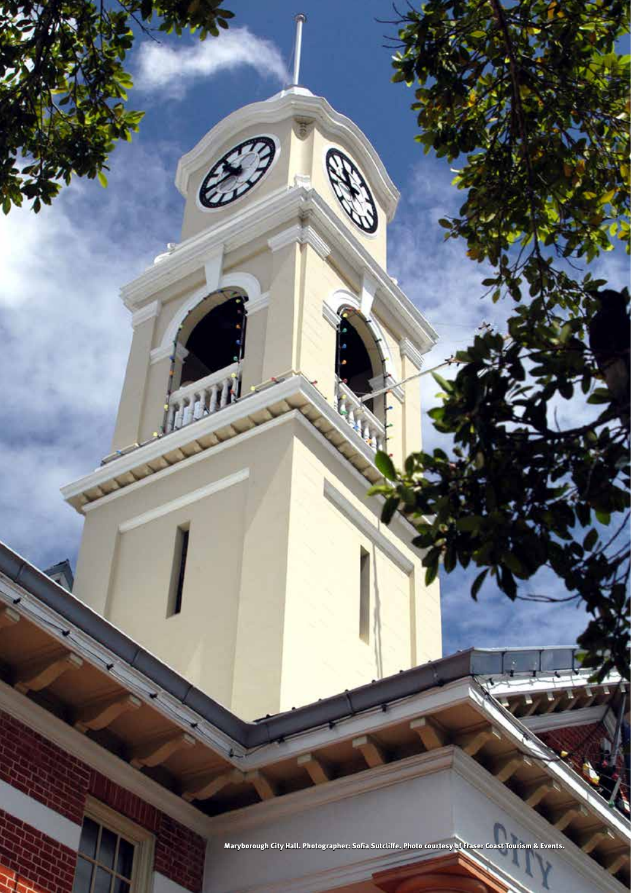Maryborough City Hall. Photographer: Sofia Sutcliffe. Photo courtesy of Fraser Coast Tourism & Events.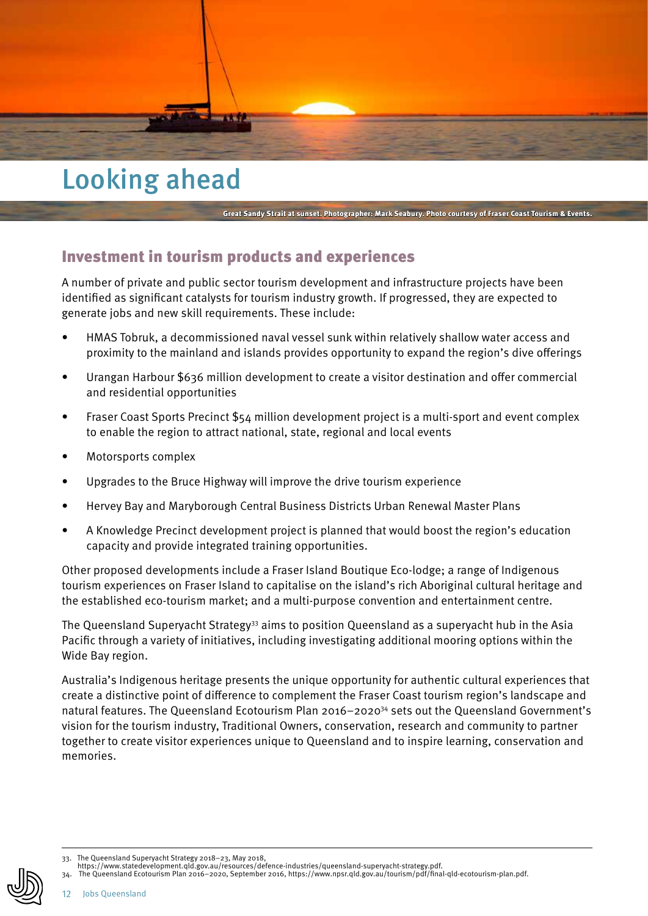# Looking ahead

Great Sandy Strait at sunset. Photographer: Mark Seabury. Photo courtesy of Fraser Coast Tourism & Events.

## Investment in tourism products and experiences

A number of private and public sector tourism development and infrastructure projects have been identified as significant catalysts for tourism industry growth. If progressed, they are expected to generate jobs and new skill requirements. These include:

- HMAS Tobruk, a decommissioned naval vessel sunk within relatively shallow water access and proximity to the mainland and islands provides opportunity to expand the region's dive offerings
- Urangan Harbour $636 million development to create a visitor destination and offer commercial and residential opportunities
- Fraser Coast Sports Precinct $54 million development project is a multi-sport and event complex to enable the region to attract national, state, regional and local events
- Motorsports complex
- Upgrades to the Bruce Highway will improve the drive tourism experience
- Hervey Bay and Maryborough Central Business Districts Urban Renewal Master Plans
- A Knowledge Precinct development project is planned that would boost the region's education capacity and provide integrated training opportunities.

Other proposed developments include a Fraser Island Boutique Eco-lodge; a range of Indigenous tourism experiences on Fraser Island to capitalise on the island's rich Aboriginal cultural heritage and the established eco-tourism market; and a multi-purpose convention and entertainment centre.

The Queensland Superyacht Strategy[33] aims to position Queensland as a superyacht hub in the Asia Pacific through a variety of initiatives, including investigating additional mooring options within the Wide Bay region.

Australia's Indigenous heritage presents the unique opportunity for authentic cultural experiences that create a distinctive point of difference to complement the Fraser Coast tourism region's landscape and natural features. The Queensland Ecotourism Plan 2016–2020[34] sets out the Queensland Government's vision for the tourism industry, Traditional Owners, conservation, research and community to partner together to create visitor experiences unique to Queensland and to inspire learning, conservation and memories.

33. The Queensland Superyacht Strategy 2018–23, May 2018, https://www.statedevelopment.qld.gov.au/resources/defence-industries/queensland-superyacht-strategy.pdf.
34. The Queensland Ecotourism Plan 2016–2020, September 2016, https://www.npsr.qld.gov.au/tourism/pdf/final-qld-ecotourism-plan.pdf.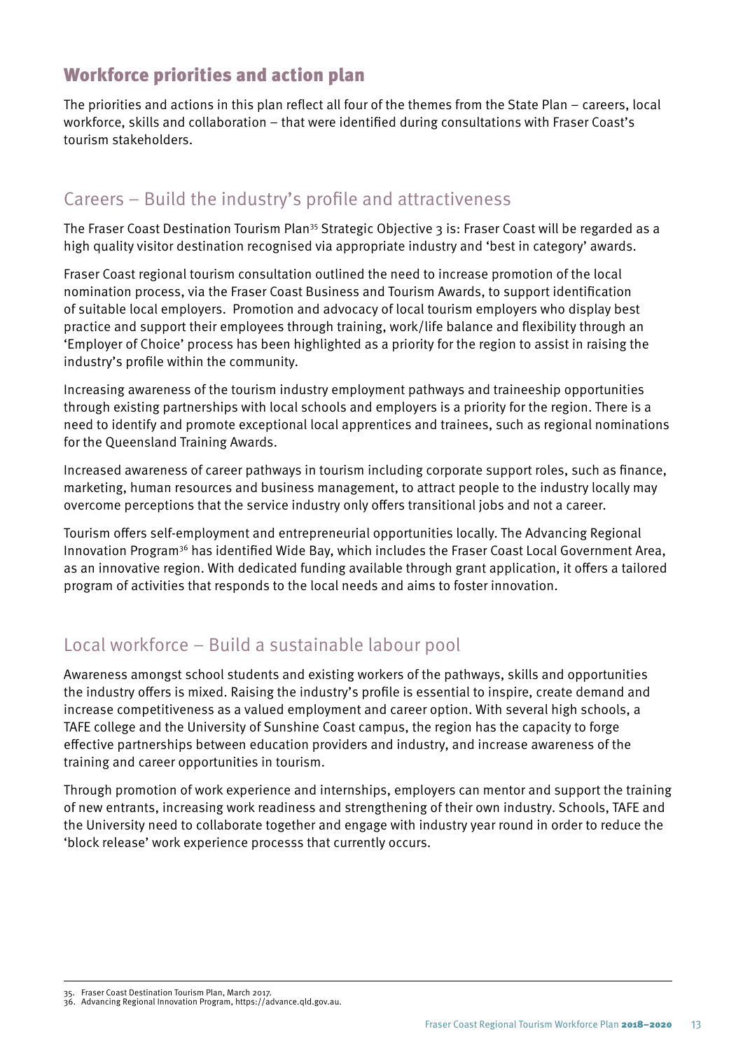## Workforce priorities and action plan

The priorities and actions in this plan reflect all four of the themes from the State Plan – careers, local workforce, skills and collaboration – that were identified during consultations with Fraser Coast's tourism stakeholders.

### Careers – Build the industry's profile and attractiveness

The Fraser Coast Destination Tourism Plan[35] Strategic Objective 3 is: Fraser Coast will be regarded as a high quality visitor destination recognised via appropriate industry and 'best in category' awards.

Fraser Coast regional tourism consultation outlined the need to increase promotion of the local nomination process, via the Fraser Coast Business and Tourism Awards, to support identification of suitable local employers. Promotion and advocacy of local tourism employers who display best practice and support their employees through training, work/life balance and flexibility through an 'Employer of Choice' process has been highlighted as a priority for the region to assist in raising the industry's profile within the community.

Increasing awareness of the tourism industry employment pathways and traineeship opportunities through existing partnerships with local schools and employers is a priority for the region. There is a need to identify and promote exceptional local apprentices and trainees, such as regional nominations for the Queensland Training Awards.

Increased awareness of career pathways in tourism including corporate support roles, such as finance, marketing, human resources and business management, to attract people to the industry locally may overcome perceptions that the service industry only offers transitional jobs and not a career.

Tourism offers self-employment and entrepreneurial opportunities locally. The Advancing Regional Innovation Program[36] has identified Wide Bay, which includes the Fraser Coast Local Government Area, as an innovative region. With dedicated funding available through grant application, it offers a tailored program of activities that responds to the local needs and aims to foster innovation.

### Local workforce – Build a sustainable labour pool

Awareness amongst school students and existing workers of the pathways, skills and opportunities the industry offers is mixed. Raising the industry's profile is essential to inspire, create demand and increase competitiveness as a valued employment and career option. With several high schools, a TAFE college and the University of Sunshine Coast campus, the region has the capacity to forge effective partnerships between education providers and industry, and increase awareness of the training and career opportunities in tourism.

Through promotion of work experience and internships, employers can mentor and support the training of new entrants, increasing work readiness and strengthening of their own industry. Schools, TAFE and the University need to collaborate together and engage with industry year round in order to reduce the 'block release' work experience processs that currently occurs.

---

35. Fraser Coast Destination Tourism Plan, March 2017.
36. Advancing Regional Innovation Program, https://advance.qld.gov.au.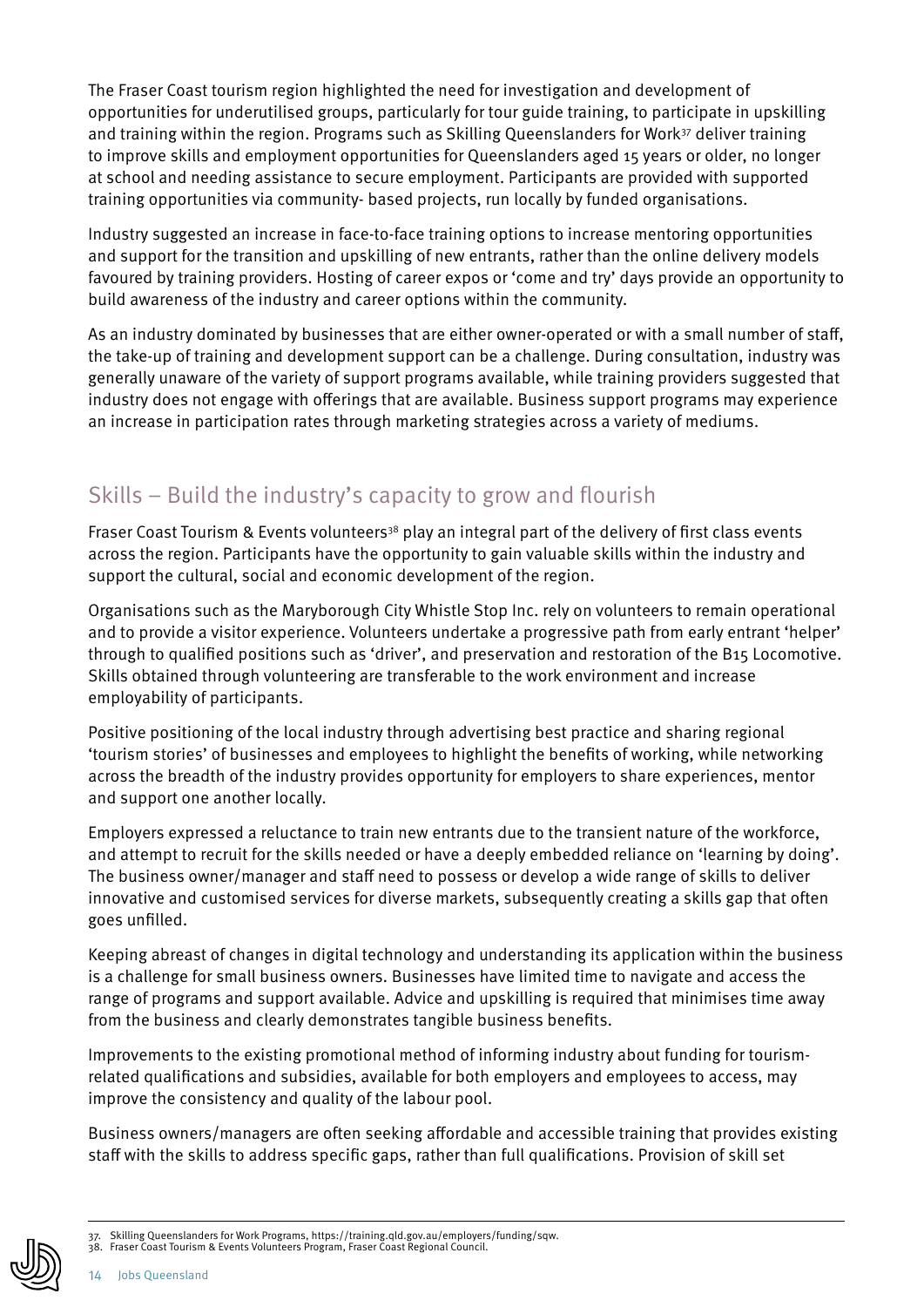The Fraser Coast tourism region highlighted the need for investigation and development of opportunities for underutilised groups, particularly for tour guide training, to participate in upskilling and training within the region. Programs such as Skilling Queenslanders for Work[37] deliver training to improve skills and employment opportunities for Queenslanders aged 15 years or older, no longer at school and needing assistance to secure employment. Participants are provided with supported training opportunities via community- based projects, run locally by funded organisations.

Industry suggested an increase in face-to-face training options to increase mentoring opportunities and support for the transition and upskilling of new entrants, rather than the online delivery models favoured by training providers. Hosting of career expos or 'come and try' days provide an opportunity to build awareness of the industry and career options within the community.

As an industry dominated by businesses that are either owner-operated or with a small number of staff, the take-up of training and development support can be a challenge. During consultation, industry was generally unaware of the variety of support programs available, while training providers suggested that industry does not engage with offerings that are available. Business support programs may experience an increase in participation rates through marketing strategies across a variety of mediums.

## Skills – Build the industry's capacity to grow and flourish

Fraser Coast Tourism & Events volunteers[38] play an integral part of the delivery of first class events across the region. Participants have the opportunity to gain valuable skills within the industry and support the cultural, social and economic development of the region.

Organisations such as the Maryborough City Whistle Stop Inc. rely on volunteers to remain operational and to provide a visitor experience. Volunteers undertake a progressive path from early entrant 'helper' through to qualified positions such as 'driver', and preservation and restoration of the B15 Locomotive. Skills obtained through volunteering are transferable to the work environment and increase employability of participants.

Positive positioning of the local industry through advertising best practice and sharing regional 'tourism stories' of businesses and employees to highlight the benefits of working, while networking across the breadth of the industry provides opportunity for employers to share experiences, mentor and support one another locally.

Employers expressed a reluctance to train new entrants due to the transient nature of the workforce, and attempt to recruit for the skills needed or have a deeply embedded reliance on 'learning by doing'. The business owner/manager and staff need to possess or develop a wide range of skills to deliver innovative and customised services for diverse markets, subsequently creating a skills gap that often goes unfilled.

Keeping abreast of changes in digital technology and understanding its application within the business is a challenge for small business owners. Businesses have limited time to navigate and access the range of programs and support available. Advice and upskilling is required that minimises time away from the business and clearly demonstrates tangible business benefits.

Improvements to the existing promotional method of informing industry about funding for tourism-related qualifications and subsidies, available for both employers and employees to access, may improve the consistency and quality of the labour pool.

Business owners/managers are often seeking affordable and accessible training that provides existing staff with the skills to address specific gaps, rather than full qualifications. Provision of skill set

---

37. Skilling Queenslanders for Work Programs, https://training.qld.gov.au/employers/funding/sqw.
38. Fraser Coast Tourism & Events Volunteers Program, Fraser Coast Regional Council.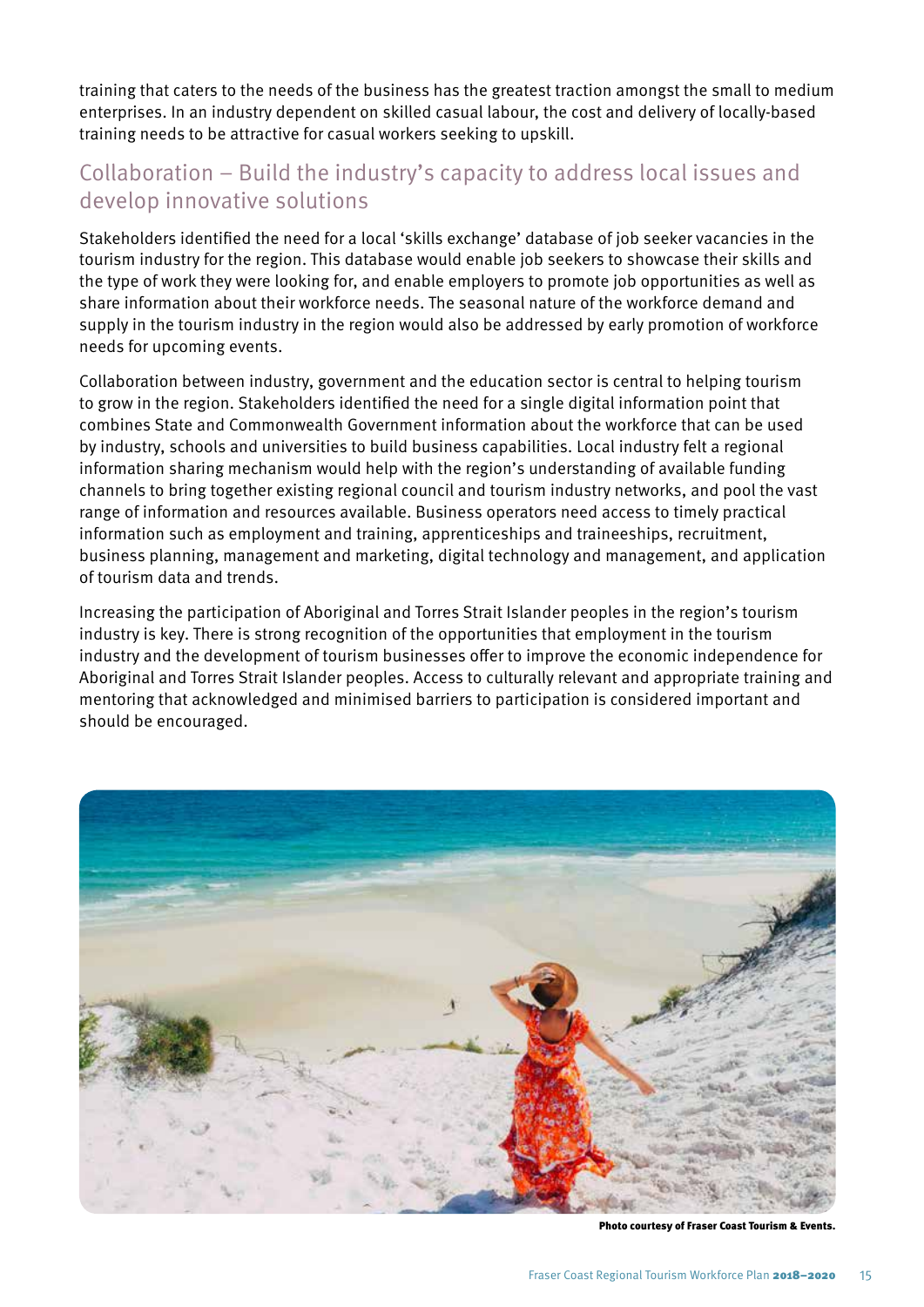training that caters to the needs of the business has the greatest traction amongst the small to medium enterprises. In an industry dependent on skilled casual labour, the cost and delivery of locally-based training needs to be attractive for casual workers seeking to upskill.

## Collaboration – Build the industry's capacity to address local issues and develop innovative solutions

Stakeholders identified the need for a local 'skills exchange' database of job seeker vacancies in the tourism industry for the region. This database would enable job seekers to showcase their skills and the type of work they were looking for, and enable employers to promote job opportunities as well as share information about their workforce needs. The seasonal nature of the workforce demand and supply in the tourism industry in the region would also be addressed by early promotion of workforce needs for upcoming events.

Collaboration between industry, government and the education sector is central to helping tourism to grow in the region. Stakeholders identified the need for a single digital information point that combines State and Commonwealth Government information about the workforce that can be used by industry, schools and universities to build business capabilities. Local industry felt a regional information sharing mechanism would help with the region's understanding of available funding channels to bring together existing regional council and tourism industry networks, and pool the vast range of information and resources available. Business operators need access to timely practical information such as employment and training, apprenticeships and traineeships, recruitment, business planning, management and marketing, digital technology and management, and application of tourism data and trends.

Increasing the participation of Aboriginal and Torres Strait Islander peoples in the region's tourism industry is key. There is strong recognition of the opportunities that employment in the tourism industry and the development of tourism businesses offer to improve the economic independence for Aboriginal and Torres Strait Islander peoples. Access to culturally relevant and appropriate training and mentoring that acknowledged and minimised barriers to participation is considered important and should be encouraged.

**Photo courtesy of Fraser Coast Tourism & Events.**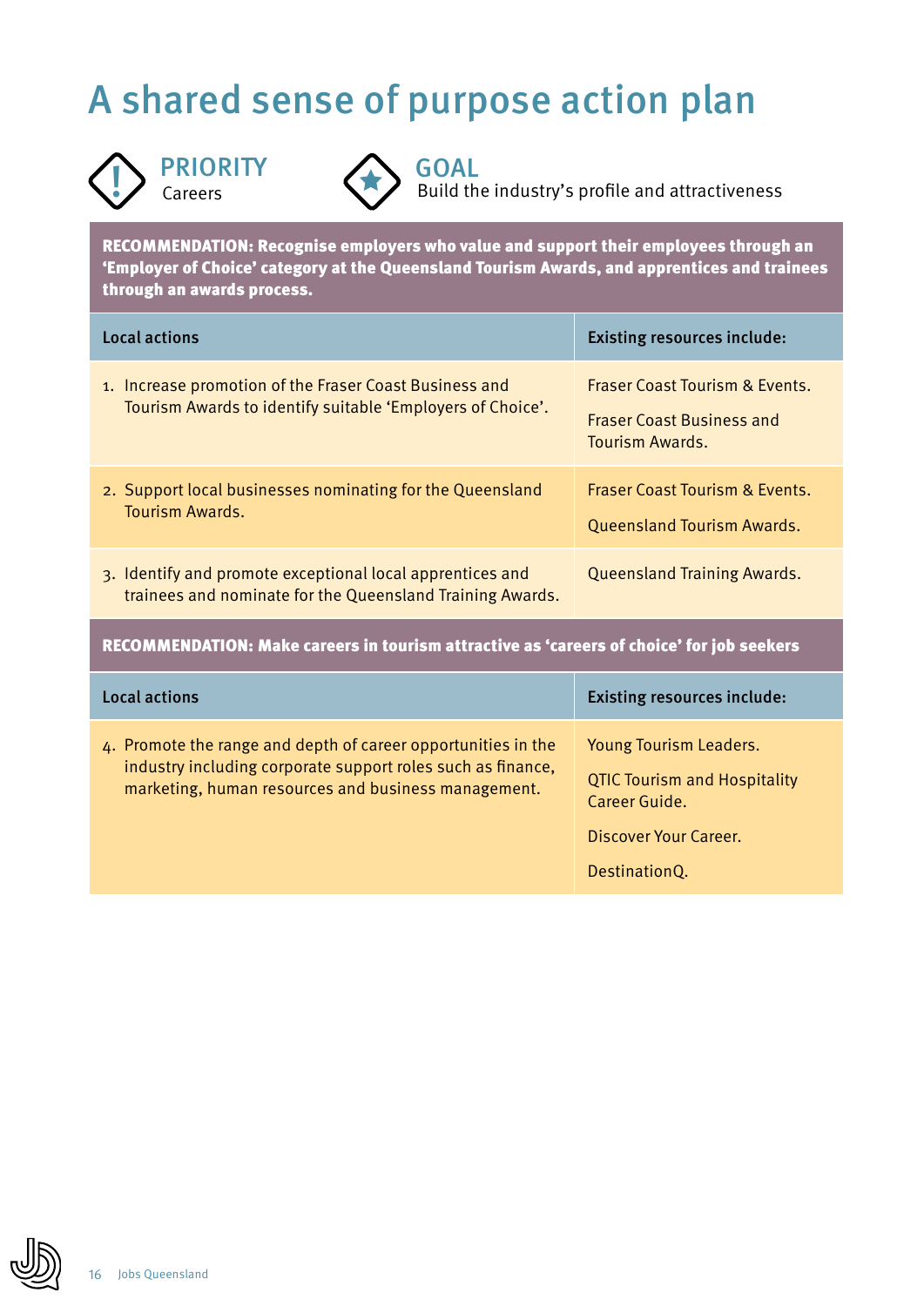# A shared sense of purpose action plan

**PRIORITY**
Careers

**GOAL**
Build the industry's profile and attractiveness

**RECOMMENDATION: Recognise employers who value and support their employees through an 'Employer of Choice' category at the Queensland Tourism Awards, and apprentices and trainees through an awards process.**

| Local actions | Existing resources include: |
|---|---|
| 1. Increase promotion of the Fraser Coast Business and Tourism Awards to identify suitable 'Employers of Choice'. | Fraser Coast Tourism & Events.<br><br>Fraser Coast Business and Tourism Awards. |
| 2. Support local businesses nominating for the Queensland Tourism Awards. | Fraser Coast Tourism & Events.<br><br>Queensland Tourism Awards. |
| 3. Identify and promote exceptional local apprentices and trainees and nominate for the Queensland Training Awards. | Queensland Training Awards. |

**RECOMMENDATION: Make careers in tourism attractive as 'careers of choice' for job seekers**

| Local actions | Existing resources include: |
|---|---|
| 4. Promote the range and depth of career opportunities in the industry including corporate support roles such as finance, marketing, human resources and business management. | Young Tourism Leaders.<br><br>QTIC Tourism and Hospitality Career Guide.<br><br>Discover Your Career.<br><br>DestinationQ. |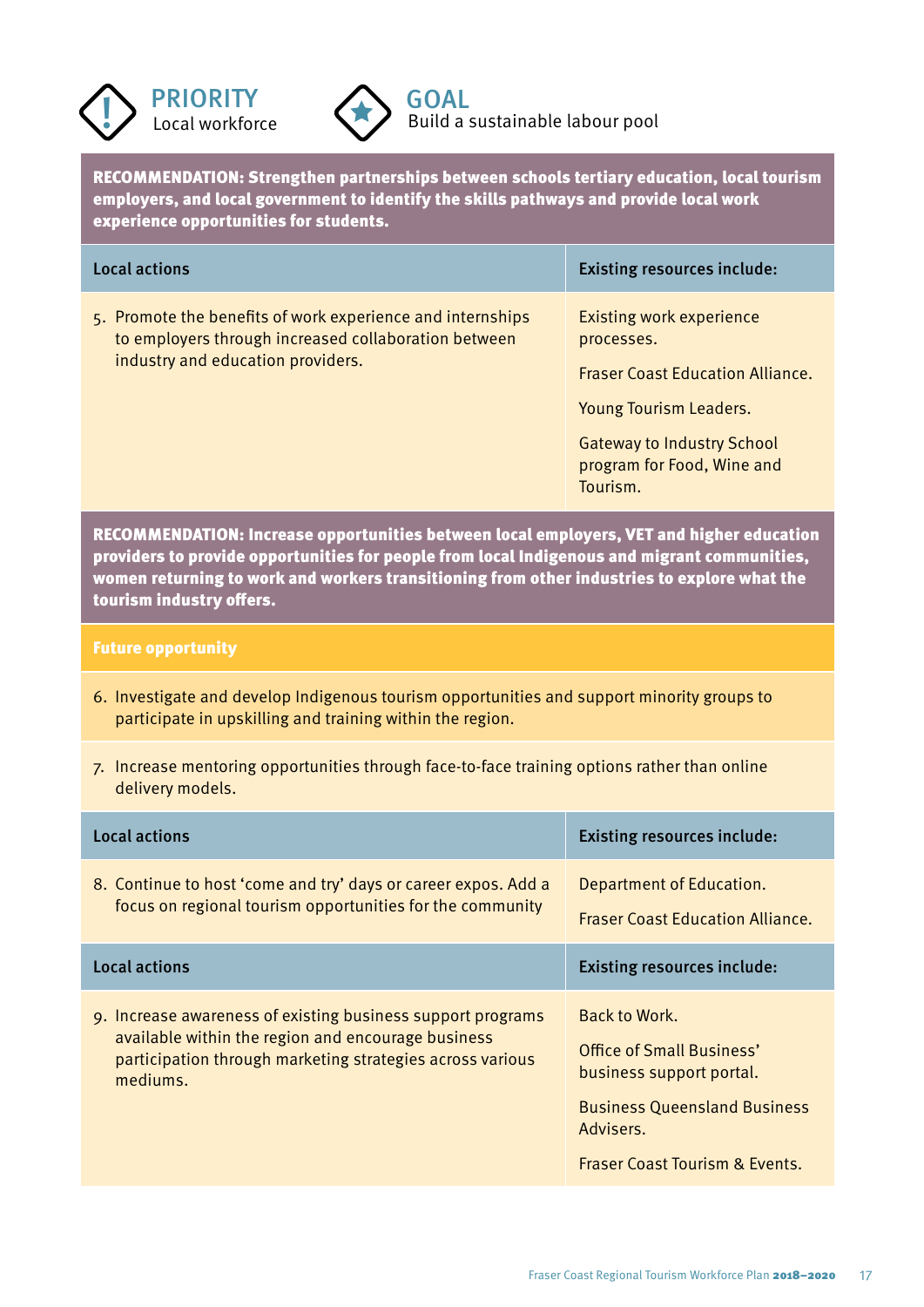**PRIORITY**
Local workforce

**GOAL**
Build a sustainable labour pool

**RECOMMENDATION: Strengthen partnerships between schools tertiary education, local tourism employers, and local government to identify the skills pathways and provide local work experience opportunities for students.**

| Local actions | Existing resources include: |
|---|---|
| 5. Promote the benefits of work experience and internships to employers through increased collaboration between industry and education providers. | Existing work experience processes.<br><br>Fraser Coast Education Alliance.<br><br>Young Tourism Leaders.<br><br>Gateway to Industry School program for Food, Wine and Tourism. |

**RECOMMENDATION: Increase opportunities between local employers, VET and higher education providers to provide opportunities for people from local Indigenous and migrant communities, women returning to work and workers transitioning from other industries to explore what the tourism industry offers.**

**Future opportunity**

6. Investigate and develop Indigenous tourism opportunities and support minority groups to participate in upskilling and training within the region.

7. Increase mentoring opportunities through face-to-face training options rather than online delivery models.

| Local actions | Existing resources include: |
|---|---|
| 8. Continue to host 'come and try' days or career expos. Add a focus on regional tourism opportunities for the community | Department of Education.<br><br>Fraser Coast Education Alliance. |

| Local actions | Existing resources include: |
|---|---|
| 9. Increase awareness of existing business support programs available within the region and encourage business participation through marketing strategies across various mediums. | Back to Work.<br><br>Office of Small Business' business support portal.<br><br>Business Queensland Business Advisers.<br><br>Fraser Coast Tourism & Events. |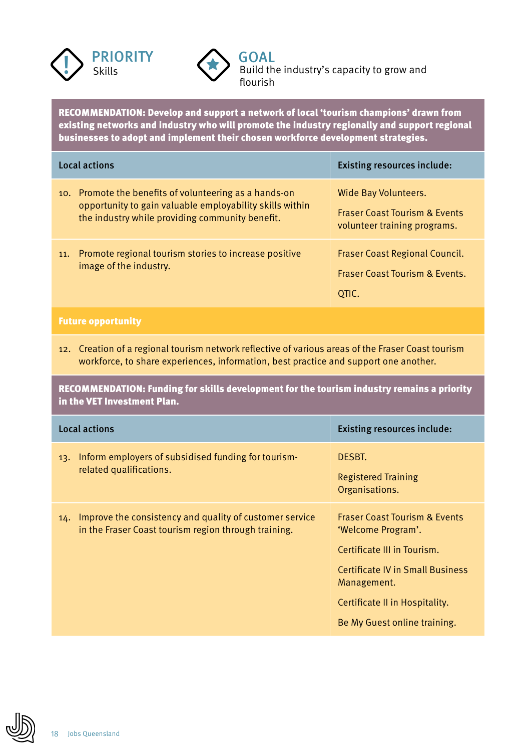**PRIORITY**
Skills

**GOAL**
Build the industry's capacity to grow and flourish

**RECOMMENDATION: Develop and support a network of local 'tourism champions' drawn from existing networks and industry who will promote the industry regionally and support regional businesses to adopt and implement their chosen workforce development strategies.**

| Local actions | Existing resources include: |
|---|---|
| 10. Promote the benefits of volunteering as a hands-on opportunity to gain valuable employability skills within the industry while providing community benefit. | Wide Bay Volunteers.<br><br>Fraser Coast Tourism & Events volunteer training programs. |
| 11. Promote regional tourism stories to increase positive image of the industry. | Fraser Coast Regional Council.<br><br>Fraser Coast Tourism & Events.<br><br>QTIC. |

**Future opportunity**

12. Creation of a regional tourism network reflective of various areas of the Fraser Coast tourism workforce, to share experiences, information, best practice and support one another.

**RECOMMENDATION: Funding for skills development for the tourism industry remains a priority in the VET Investment Plan.**

| Local actions | Existing resources include: |
|---|---|
| 13. Inform employers of subsidised funding for tourism-related qualifications. | DESBT.<br><br>Registered Training Organisations. |
| 14. Improve the consistency and quality of customer service in the Fraser Coast tourism region through training. | Fraser Coast Tourism & Events 'Welcome Program'.<br><br>Certificate III in Tourism.<br><br>Certificate IV in Small Business Management.<br><br>Certificate II in Hospitality.<br><br>Be My Guest online training. |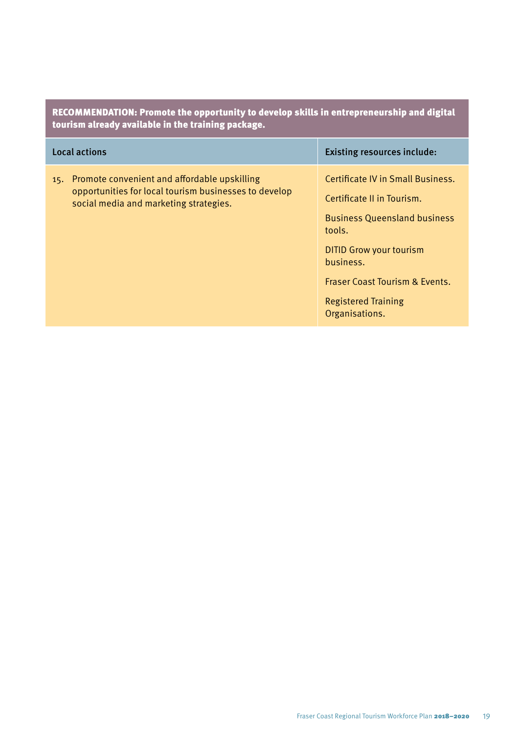**RECOMMENDATION: Promote the opportunity to develop skills in entrepreneurship and digital tourism already available in the training package.**

| Local actions | Existing resources include: |
| --- | --- |
| 15. Promote convenient and affordable upskilling opportunities for local tourism businesses to develop social media and marketing strategies. | Certificate IV in Small Business.<br><br>Certificate II in Tourism.<br><br>Business Queensland business tools.<br><br>DITID Grow your tourism business.<br><br>Fraser Coast Tourism & Events.<br><br>Registered Training Organisations. |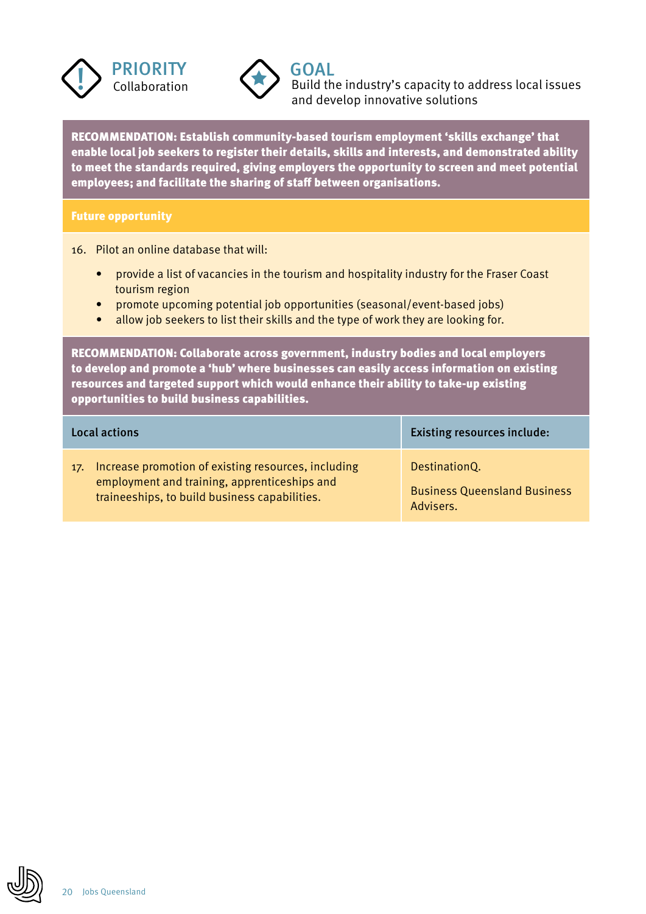**PRIORITY**
Collaboration

**GOAL**
Build the industry's capacity to address local issues and develop innovative solutions

**RECOMMENDATION: Establish community-based tourism employment 'skills exchange' that enable local job seekers to register their details, skills and interests, and demonstrated ability to meet the standards required, giving employers the opportunity to screen and meet potential employees; and facilitate the sharing of staff between organisations.**

**Future opportunity**

16. Pilot an online database that will:
    - provide a list of vacancies in the tourism and hospitality industry for the Fraser Coast tourism region
    - promote upcoming potential job opportunities (seasonal/event-based jobs)
    - allow job seekers to list their skills and the type of work they are looking for.

**RECOMMENDATION: Collaborate across government, industry bodies and local employers to develop and promote a 'hub' where businesses can easily access information on existing resources and targeted support which would enhance their ability to take-up existing opportunities to build business capabilities.**

| Local actions | Existing resources include: |
|---|---|
| 17. Increase promotion of existing resources, including employment and training, apprenticeships and traineeships, to build business capabilities. | DestinationQ.<br><br>Business Queensland Business Advisers. |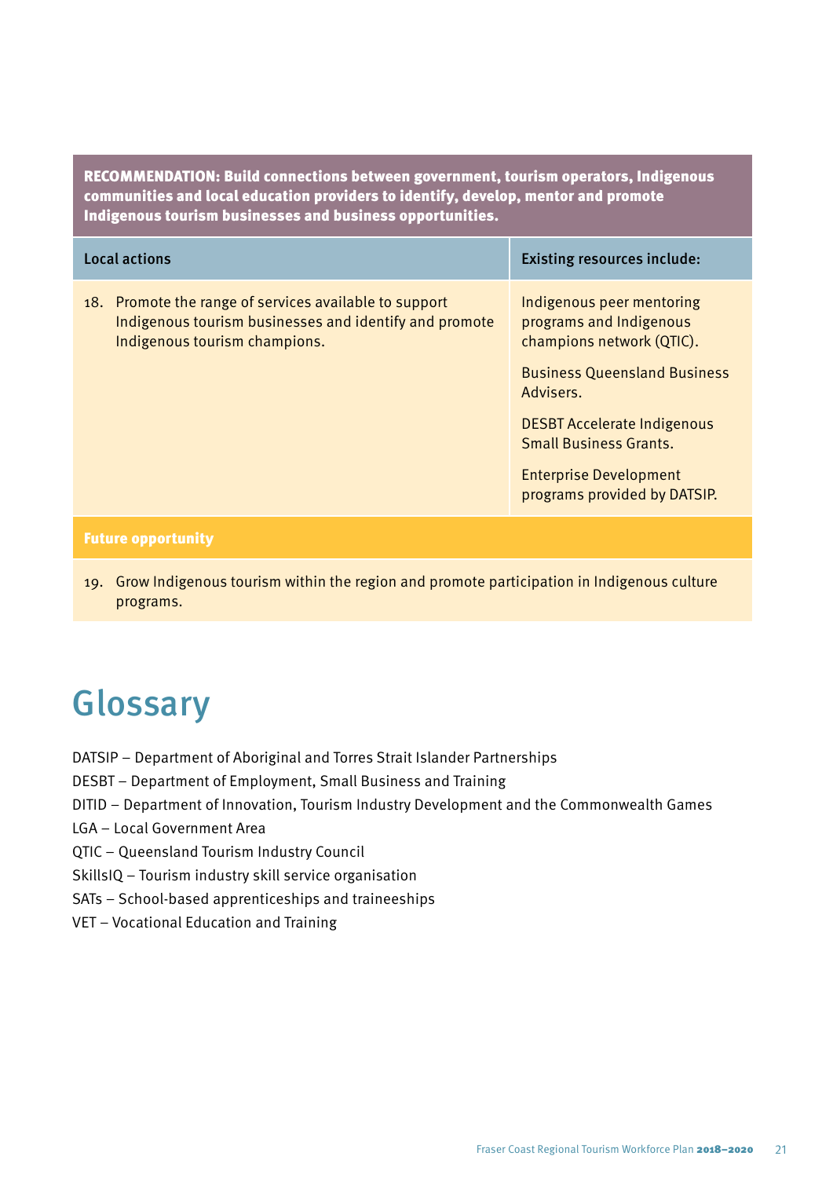**RECOMMENDATION: Build connections between government, tourism operators, Indigenous communities and local education providers to identify, develop, mentor and promote Indigenous tourism businesses and business opportunities.**

| Local actions | Existing resources include: |
|---|---|
| 18. Promote the range of services available to support Indigenous tourism businesses and identify and promote Indigenous tourism champions. | Indigenous peer mentoring programs and Indigenous champions network (QTIC).<br><br>Business Queensland Business Advisers.<br><br>DESBT Accelerate Indigenous Small Business Grants.<br><br>Enterprise Development programs provided by DATSIP. |

**Future opportunity**

19. Grow Indigenous tourism within the region and promote participation in Indigenous culture programs.

# Glossary

DATSIP – Department of Aboriginal and Torres Strait Islander Partnerships

DESBT – Department of Employment, Small Business and Training

DITID – Department of Innovation, Tourism Industry Development and the Commonwealth Games

LGA – Local Government Area

QTIC – Queensland Tourism Industry Council

SkillsIQ – Tourism industry skill service organisation

SATs – School-based apprenticeships and traineeships

VET – Vocational Education and Training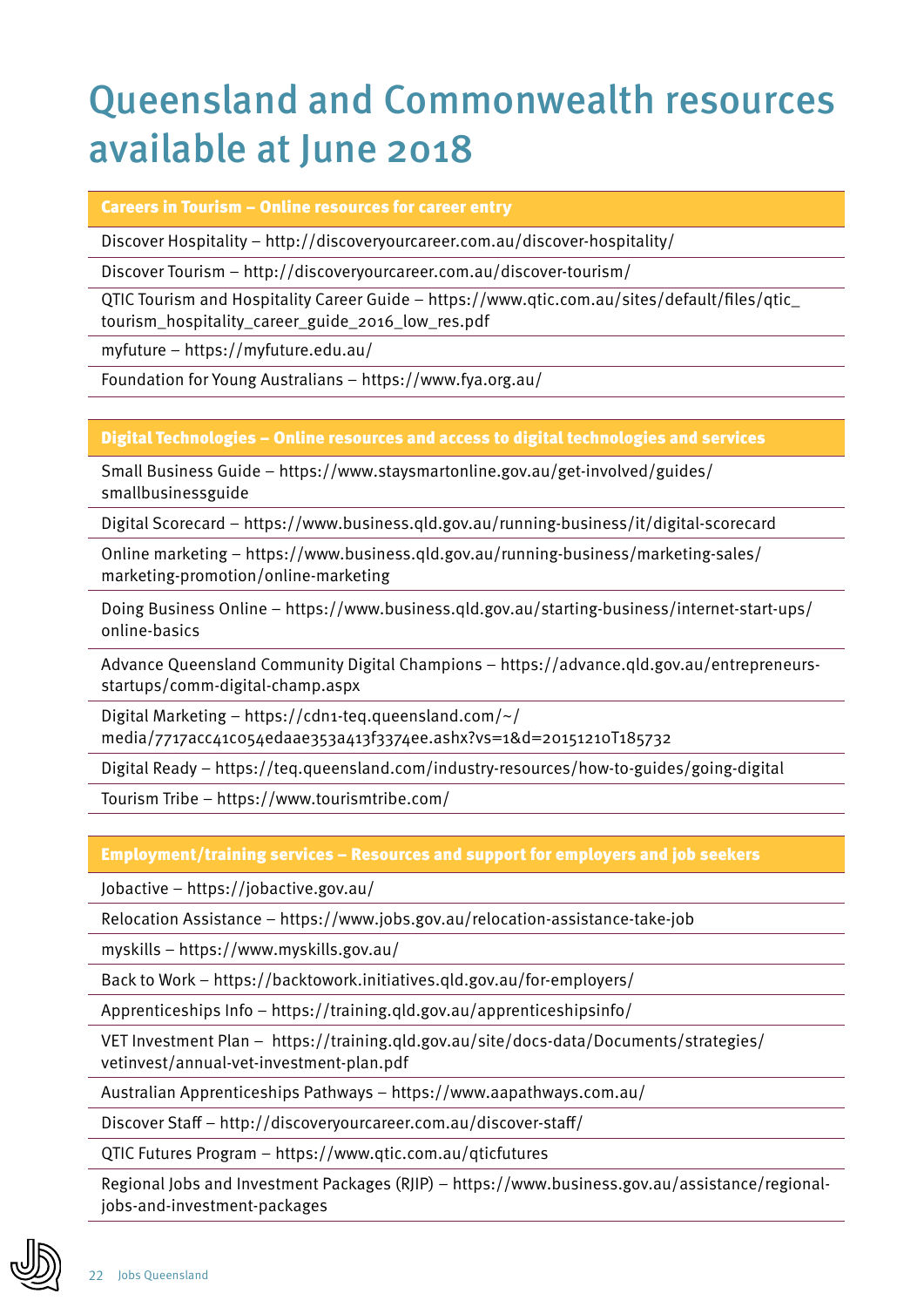# Queensland and Commonwealth resources available at June 2018

| Careers in Tourism – Online resources for career entry |
|---|
| Discover Hospitality – http://discoveryourcareer.com.au/discover-hospitality/ |
| Discover Tourism – http://discoveryourcareer.com.au/discover-tourism/ |
| QTIC Tourism and Hospitality Career Guide – https://www.qtic.com.au/sites/default/files/qtic_tourism_hospitality_career_guide_2016_low_res.pdf |
| myfuture – https://myfuture.edu.au/ |
| Foundation for Young Australians – https://www.fya.org.au/ |

| Digital Technologies – Online resources and access to digital technologies and services |
|---|
| Small Business Guide – https://www.staysmartonline.gov.au/get-involved/guides/smallbusinessguide |
| Digital Scorecard – https://www.business.qld.gov.au/running-business/it/digital-scorecard |
| Online marketing – https://www.business.qld.gov.au/running-business/marketing-sales/marketing-promotion/online-marketing |
| Doing Business Online – https://www.business.qld.gov.au/starting-business/internet-start-ups/online-basics |
| Advance Queensland Community Digital Champions – https://advance.qld.gov.au/entrepreneurs-startups/comm-digital-champ.aspx |
| Digital Marketing – https://cdn1-teq.queensland.com/~/media/7717acc41c054edaae353a413f3374ee.ashx?vs=1&d=20151210T185732 |
| Digital Ready – https://teq.queensland.com/industry-resources/how-to-guides/going-digital |
| Tourism Tribe – https://www.tourismtribe.com/ |

| Employment/training services – Resources and support for employers and job seekers |
|---|
| Jobactive – https://jobactive.gov.au/ |
| Relocation Assistance – https://www.jobs.gov.au/relocation-assistance-take-job |
| myskills – https://www.myskills.gov.au/ |
| Back to Work – https://backtowork.initiatives.qld.gov.au/for-employers/ |
| Apprenticeships Info – https://training.qld.gov.au/apprenticeshipsinfo/ |
| VET Investment Plan – https://training.qld.gov.au/site/docs-data/Documents/strategies/vetinvest/annual-vet-investment-plan.pdf |
| Australian Apprenticeships Pathways – https://www.aapathways.com.au/ |
| Discover Staff – http://discoveryourcareer.com.au/discover-staff/ |
| QTIC Futures Program – https://www.qtic.com.au/qticfutures |
| Regional Jobs and Investment Packages (RJIP) – https://www.business.gov.au/assistance/regional-jobs-and-investment-packages |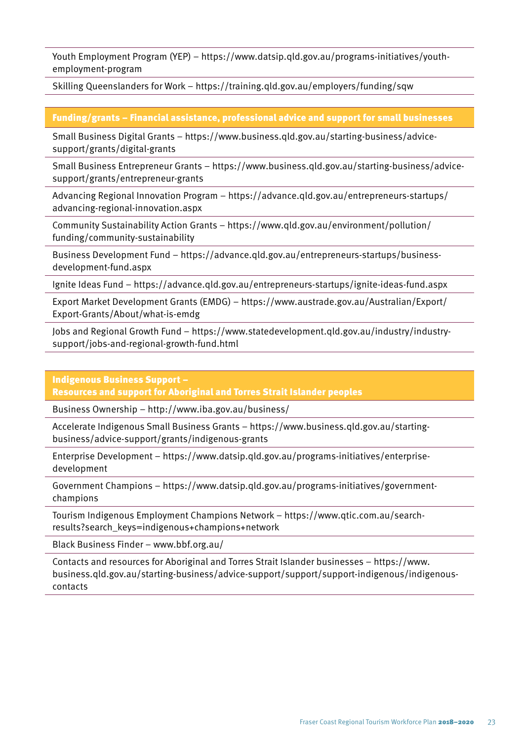Youth Employment Program (YEP) – https://www.datsip.qld.gov.au/programs-initiatives/youth-employment-program

Skilling Queenslanders for Work – https://training.qld.gov.au/employers/funding/sqw

**Funding/grants – Financial assistance, professional advice and support for small businesses**

Small Business Digital Grants – https://www.business.qld.gov.au/starting-business/advice-support/grants/digital-grants

Small Business Entrepreneur Grants – https://www.business.qld.gov.au/starting-business/advice-support/grants/entrepreneur-grants

Advancing Regional Innovation Program – https://advance.qld.gov.au/entrepreneurs-startups/advancing-regional-innovation.aspx

Community Sustainability Action Grants – https://www.qld.gov.au/environment/pollution/funding/community-sustainability

Business Development Fund – https://advance.qld.gov.au/entrepreneurs-startups/business-development-fund.aspx

Ignite Ideas Fund – https://advance.qld.gov.au/entrepreneurs-startups/ignite-ideas-fund.aspx

Export Market Development Grants (EMDG) – https://www.austrade.gov.au/Australian/Export/Export-Grants/About/what-is-emdg

Jobs and Regional Growth Fund – https://www.statedevelopment.qld.gov.au/industry/industry-support/jobs-and-regional-growth-fund.html

**Indigenous Business Support – Resources and support for Aboriginal and Torres Strait Islander peoples**

Business Ownership – http://www.iba.gov.au/business/

Accelerate Indigenous Small Business Grants – https://www.business.qld.gov.au/starting-business/advice-support/grants/indigenous-grants

Enterprise Development – https://www.datsip.qld.gov.au/programs-initiatives/enterprise-development

Government Champions – https://www.datsip.qld.gov.au/programs-initiatives/government-champions

Tourism Indigenous Employment Champions Network – https://www.qtic.com.au/search-results?search_keys=indigenous+champions+network

Black Business Finder – www.bbf.org.au/

Contacts and resources for Aboriginal and Torres Strait Islander businesses – https://www.business.qld.gov.au/starting-business/advice-support/support/support-indigenous/indigenous-contacts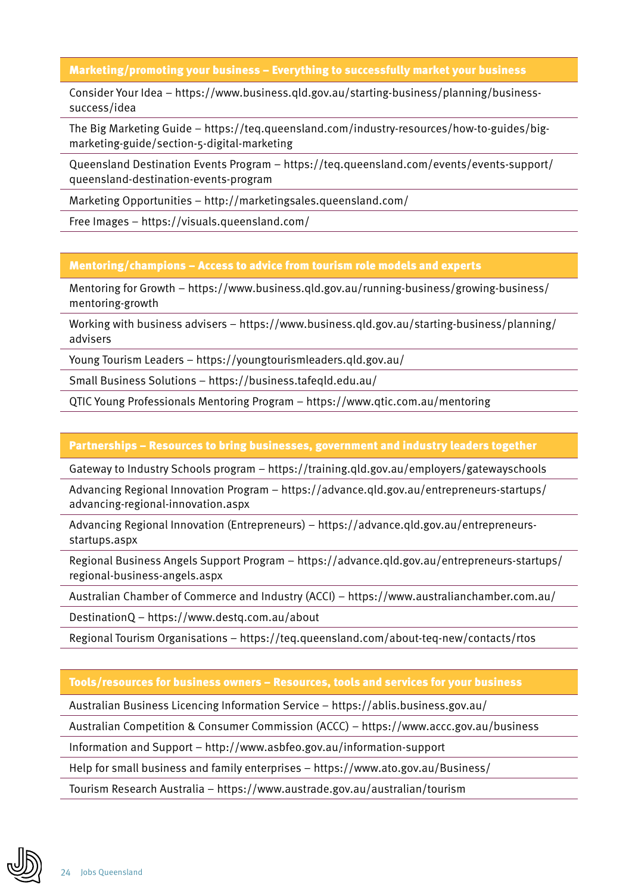| Marketing/promoting your business – Everything to successfully market your business |
|---|
| Consider Your Idea – https://www.business.qld.gov.au/starting-business/planning/business-success/idea |
| The Big Marketing Guide – https://teq.queensland.com/industry-resources/how-to-guides/big-marketing-guide/section-5-digital-marketing |
| Queensland Destination Events Program – https://teq.queensland.com/events/events-support/queensland-destination-events-program |
| Marketing Opportunities – http://marketingsales.queensland.com/ |
| Free Images – https://visuals.queensland.com/ |

| Mentoring/champions – Access to advice from tourism role models and experts |
|---|
| Mentoring for Growth – https://www.business.qld.gov.au/running-business/growing-business/mentoring-growth |
| Working with business advisers – https://www.business.qld.gov.au/starting-business/planning/advisers |
| Young Tourism Leaders – https://youngtourismleaders.qld.gov.au/ |
| Small Business Solutions – https://business.tafeqld.edu.au/ |
| QTIC Young Professionals Mentoring Program – https://www.qtic.com.au/mentoring |

| Partnerships – Resources to bring businesses, government and industry leaders together |
|---|
| Gateway to Industry Schools program – https://training.qld.gov.au/employers/gatewayschools |
| Advancing Regional Innovation Program – https://advance.qld.gov.au/entrepreneurs-startups/advancing-regional-innovation.aspx |
| Advancing Regional Innovation (Entrepreneurs) – https://advance.qld.gov.au/entrepreneurs-startups.aspx |
| Regional Business Angels Support Program – https://advance.qld.gov.au/entrepreneurs-startups/regional-business-angels.aspx |
| Australian Chamber of Commerce and Industry (ACCI) – https://www.australianchamber.com.au/ |
| DestinationQ – https://www.destq.com.au/about |
| Regional Tourism Organisations – https://teq.queensland.com/about-teq-new/contacts/rtos |

| Tools/resources for business owners – Resources, tools and services for your business |
|---|
| Australian Business Licencing Information Service – https://ablis.business.gov.au/ |
| Australian Competition & Consumer Commission (ACCC) – https://www.accc.gov.au/business |
| Information and Support – http://www.asbfeo.gov.au/information-support |
| Help for small business and family enterprises – https://www.ato.gov.au/Business/ |
| Tourism Research Australia – https://www.austrade.gov.au/australian/tourism |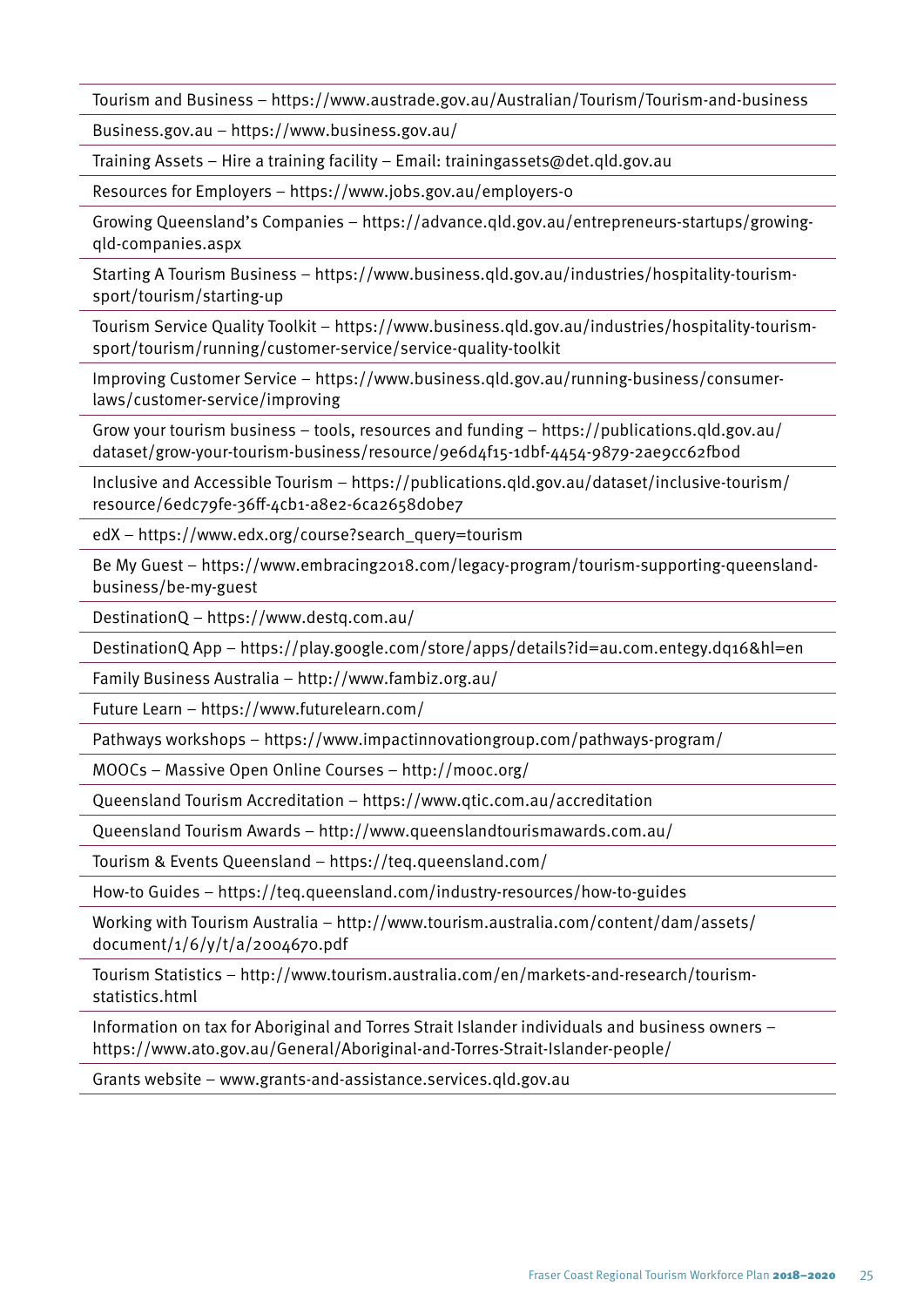Tourism and Business – https://www.austrade.gov.au/Australian/Tourism/Tourism-and-business

Business.gov.au – https://www.business.gov.au/

Training Assets – Hire a training facility – Email: trainingassets@det.qld.gov.au

Resources for Employers – https://www.jobs.gov.au/employers-0

Growing Queensland's Companies – https://advance.qld.gov.au/entrepreneurs-startups/growing-qld-companies.aspx

Starting A Tourism Business – https://www.business.qld.gov.au/industries/hospitality-tourism-sport/tourism/starting-up

Tourism Service Quality Toolkit – https://www.business.qld.gov.au/industries/hospitality-tourism-sport/tourism/running/customer-service/service-quality-toolkit

Improving Customer Service – https://www.business.qld.gov.au/running-business/consumer-laws/customer-service/improving

Grow your tourism business – tools, resources and funding – https://publications.qld.gov.au/dataset/grow-your-tourism-business/resource/9e6d4f15-1dbf-4454-9879-2ae9cc62fb0d

Inclusive and Accessible Tourism – https://publications.qld.gov.au/dataset/inclusive-tourism/resource/6edc79fe-36ff-4cb1-a8e2-6ca2658d0be7

edX – https://www.edx.org/course?search_query=tourism

Be My Guest – https://www.embracing2018.com/legacy-program/tourism-supporting-queensland-business/be-my-guest

DestinationQ – https://www.destq.com.au/

DestinationQ App – https://play.google.com/store/apps/details?id=au.com.entegy.dq16&hl=en

Family Business Australia – http://www.fambiz.org.au/

Future Learn – https://www.futurelearn.com/

Pathways workshops – https://www.impactinnovationgroup.com/pathways-program/

MOOCs – Massive Open Online Courses – http://mooc.org/

Queensland Tourism Accreditation – https://www.qtic.com.au/accreditation

Queensland Tourism Awards – http://www.queenslandtourismawards.com.au/

Tourism & Events Queensland – https://teq.queensland.com/

How-to Guides – https://teq.queensland.com/industry-resources/how-to-guides

Working with Tourism Australia – http://www.tourism.australia.com/content/dam/assets/document/1/6/y/t/a/2004670.pdf

Tourism Statistics – http://www.tourism.australia.com/en/markets-and-research/tourism-statistics.html

Information on tax for Aboriginal and Torres Strait Islander individuals and business owners – https://www.ato.gov.au/General/Aboriginal-and-Torres-Strait-Islander-people/

Grants website – www.grants-and-assistance.services.qld.gov.au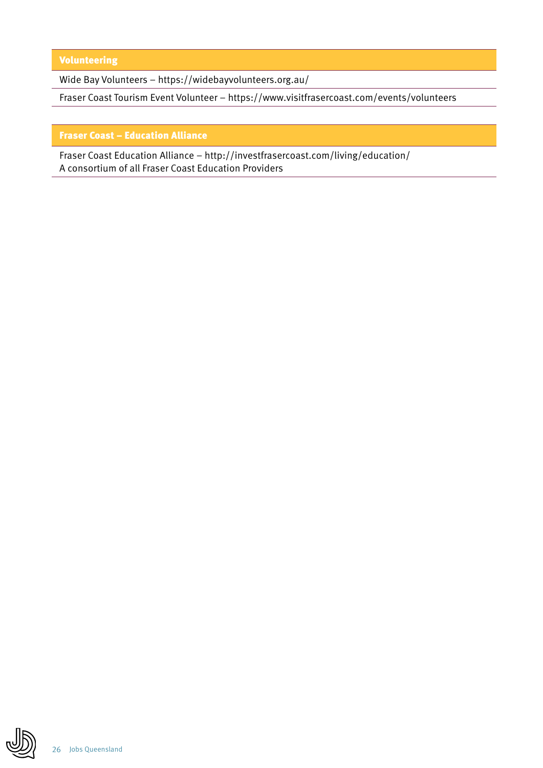| Volunteering |
| --- |
| Wide Bay Volunteers – https://widebayvolunteers.org.au/ |
| Fraser Coast Tourism Event Volunteer – https://www.visitfrasercoast.com/events/volunteers |

| Fraser Coast – Education Alliance |
| --- |
| Fraser Coast Education Alliance – http://investfrasercoast.com/living/education/<br>A consortium of all Fraser Coast Education Providers |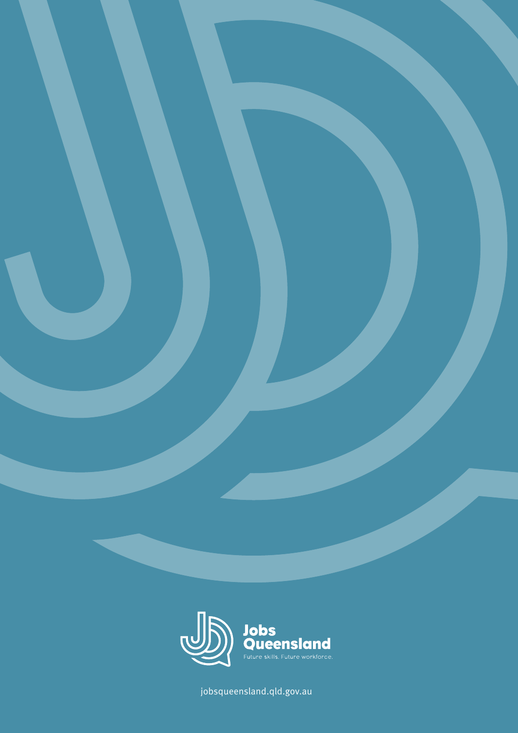Jobs Queensland

Future skills. Future workforce.

jobsqueensland.qld.gov.au